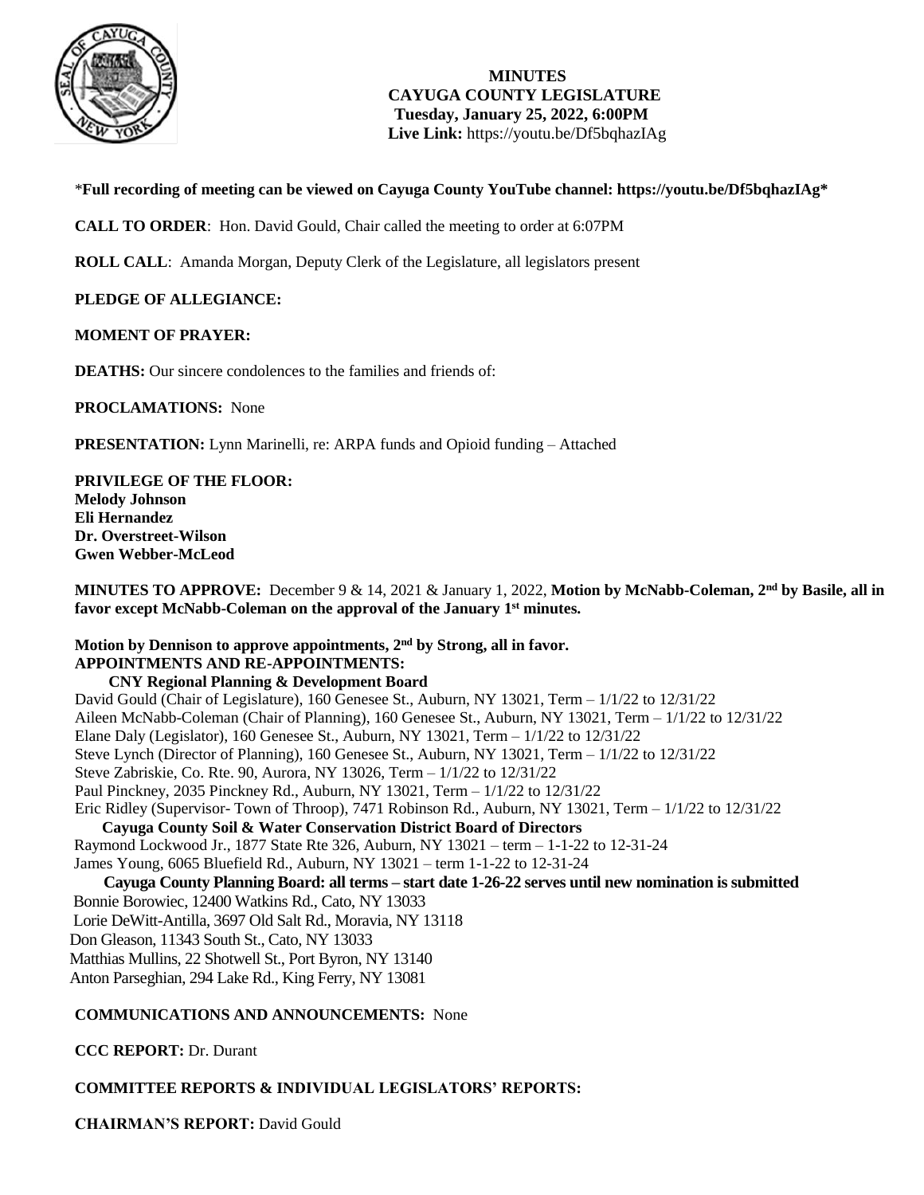# MINUTES
## CAYUGA COUNTY LEGISLATURE
### Tuesday, January 25, 2022, 6:00PM
**Live Link:** https://youtu.be/Df5bqhazIAg

***Full recording of meeting can be viewed on Cayuga County YouTube channel: https://youtu.be/Df5bqhazIAg***

**CALL TO ORDER**: Hon. David Gould, Chair called the meeting to order at 6:07PM

**ROLL CALL**: Amanda Morgan, Deputy Clerk of the Legislature, all legislators present

**PLEDGE OF ALLEGIANCE:**

**MOMENT OF PRAYER:**

**DEATHS:** Our sincere condolences to the families and friends of:

**PROCLAMATIONS:** None

**PRESENTATION:** Lynn Marinelli, re: ARPA funds and Opioid funding – Attached

**PRIVILEGE OF THE FLOOR:**
**Melody Johnson**
**Eli Hernandez**
**Dr. Overstreet-Wilson**
**Gwen Webber-McLeod**

**MINUTES TO APPROVE:** December 9 & 14, 2021 & January 1, 2022, **Motion by McNabb-Coleman, 2nd by Basile, all in favor except McNabb-Coleman on the approval of the January 1st minutes.**

**Motion by Dennison to approve appointments, 2nd by Strong, all in favor.**
**APPOINTMENTS AND RE-APPOINTMENTS:**

**CNY Regional Planning & Development Board**
David Gould (Chair of Legislature), 160 Genesee St., Auburn, NY 13021, Term – 1/1/22 to 12/31/22
Aileen McNabb-Coleman (Chair of Planning), 160 Genesee St., Auburn, NY 13021, Term – 1/1/22 to 12/31/22
Elane Daly (Legislator), 160 Genesee St., Auburn, NY 13021, Term – 1/1/22 to 12/31/22
Steve Lynch (Director of Planning), 160 Genesee St., Auburn, NY 13021, Term – 1/1/22 to 12/31/22
Steve Zabriskie, Co. Rte. 90, Aurora, NY 13026, Term – 1/1/22 to 12/31/22
Paul Pinckney, 2035 Pinckney Rd., Auburn, NY 13021, Term – 1/1/22 to 12/31/22
Eric Ridley (Supervisor- Town of Throop), 7471 Robinson Rd., Auburn, NY 13021, Term – 1/1/22 to 12/31/22

**Cayuga County Soil & Water Conservation District Board of Directors**
Raymond Lockwood Jr., 1877 State Rte 326, Auburn, NY 13021 – term – 1-1-22 to 12-31-24
James Young, 6065 Bluefield Rd., Auburn, NY 13021 – term 1-1-22 to 12-31-24

**Cayuga County Planning Board: all terms – start date 1-26-22 serves until new nomination is submitted**
Bonnie Borowiec, 12400 Watkins Rd., Cato, NY 13033
Lorie DeWitt-Antilla, 3697 Old Salt Rd., Moravia, NY 13118
Don Gleason, 11343 South St., Cato, NY 13033
Matthias Mullins, 22 Shotwell St., Port Byron, NY 13140
Anton Parseghian, 294 Lake Rd., King Ferry, NY 13081

**COMMUNICATIONS AND ANNOUNCEMENTS:** None

**CCC REPORT:** Dr. Durant

**COMMITTEE REPORTS & INDIVIDUAL LEGISLATORS' REPORTS:**

**CHAIRMAN'S REPORT:** David Gould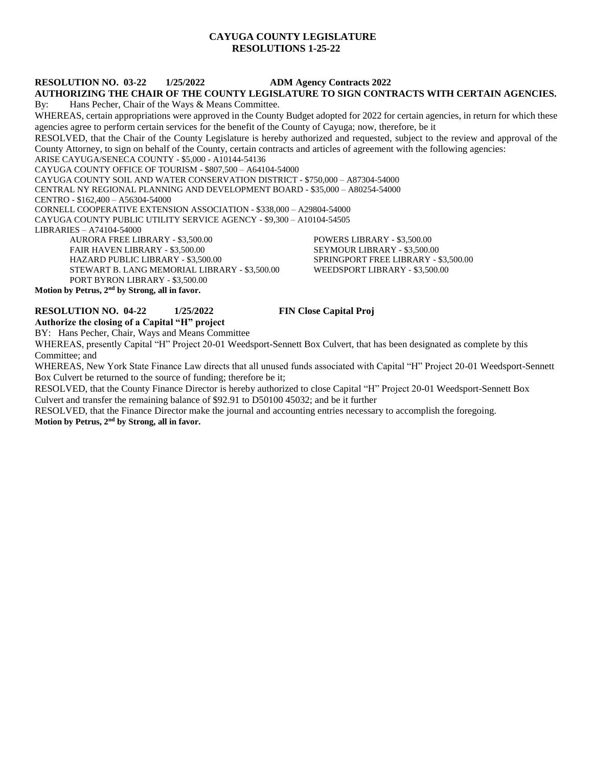# CAYUGA COUNTY LEGISLATURE
## RESOLUTIONS 1-25-22

**RESOLUTION NO. 03-22 1/25/2022 ADM Agency Contracts 2022**

**AUTHORIZING THE CHAIR OF THE COUNTY LEGISLATURE TO SIGN CONTRACTS WITH CERTAIN AGENCIES.**

By: Hans Pecher, Chair of the Ways & Means Committee.

WHEREAS, certain appropriations were approved in the County Budget adopted for 2022 for certain agencies, in return for which these agencies agree to perform certain services for the benefit of the County of Cayuga; now, therefore, be it

RESOLVED, that the Chair of the County Legislature is hereby authorized and requested, subject to the review and approval of the County Attorney, to sign on behalf of the County, certain contracts and articles of agreement with the following agencies:

ARISE CAYUGA/SENECA COUNTY - $5,000 - A10144-54136
CAYUGA COUNTY OFFICE OF TOURISM - $807,500 – A64104-54000
CAYUGA COUNTY SOIL AND WATER CONSERVATION DISTRICT - $750,000 – A87304-54000
CENTRAL NY REGIONAL PLANNING AND DEVELOPMENT BOARD - $35,000 – A80254-54000
CENTRO - $162,400 – A56304-54000
CORNELL COOPERATIVE EXTENSION ASSOCIATION - $338,000 – A29804-54000
CAYUGA COUNTY PUBLIC UTILITY SERVICE AGENCY - $9,300 – A10104-54505
LIBRARIES – A74104-54000

- AURORA FREE LIBRARY - $3,500.00
- FAIR HAVEN LIBRARY - $3,500.00
- HAZARD PUBLIC LIBRARY - $3,500.00
- STEWART B. LANG MEMORIAL LIBRARY - $3,500.00
- PORT BYRON LIBRARY - $3,500.00
- POWERS LIBRARY - $3,500.00
- SEYMOUR LIBRARY - $3,500.00
- SPRINGPORT FREE LIBRARY - $3,500.00
- WEEDSPORT LIBRARY - $3,500.00

**Motion by Petrus, 2nd by Strong, all in favor.**

**RESOLUTION NO. 04-22 1/25/2022 FIN Close Capital Proj**

**Authorize the closing of a Capital "H" project**

BY: Hans Pecher, Chair, Ways and Means Committee

WHEREAS, presently Capital "H" Project 20-01 Weedsport-Sennett Box Culvert, that has been designated as complete by this Committee; and

WHEREAS, New York State Finance Law directs that all unused funds associated with Capital "H" Project 20-01 Weedsport-Sennett Box Culvert be returned to the source of funding; therefore be it;

RESOLVED, that the County Finance Director is hereby authorized to close Capital "H" Project 20-01 Weedsport-Sennett Box Culvert and transfer the remaining balance of $92.91 to D50100 45032; and be it further

RESOLVED, that the Finance Director make the journal and accounting entries necessary to accomplish the foregoing.

**Motion by Petrus, 2nd by Strong, all in favor.**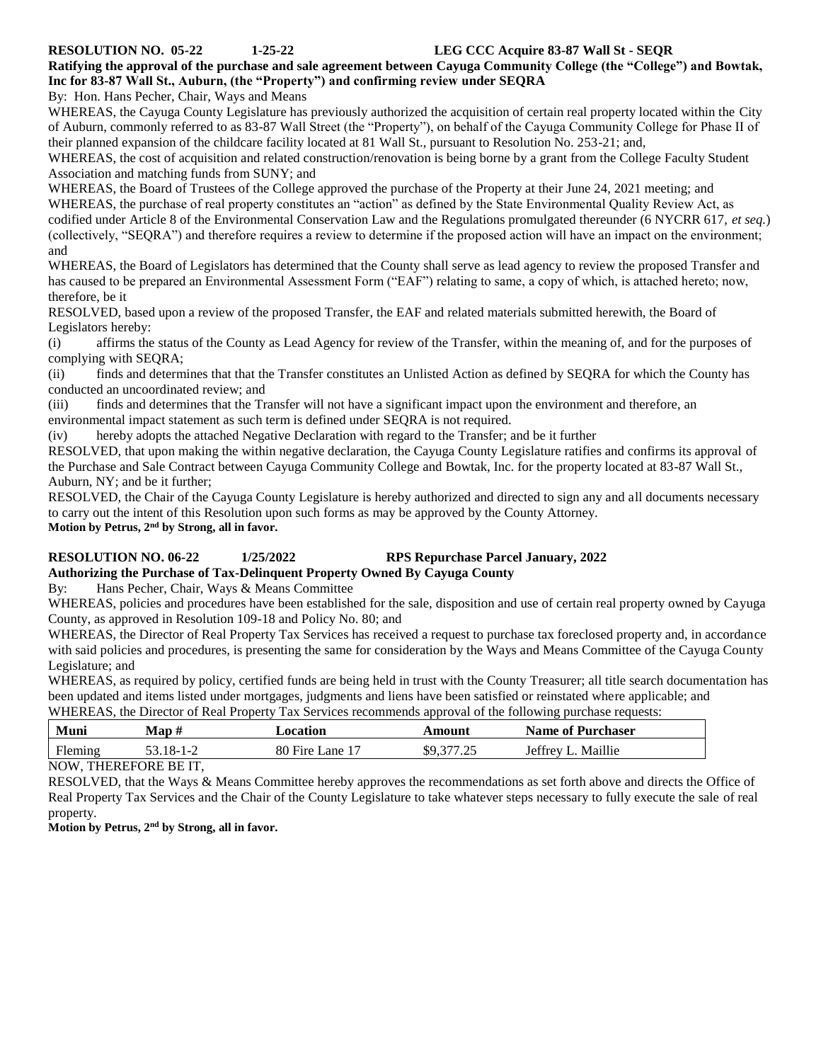**RESOLUTION NO. 05-22 1-25-22 LEG CCC Acquire 83-87 Wall St - SEQR**

**Ratifying the approval of the purchase and sale agreement between Cayuga Community College (the "College") and Bowtak, Inc for 83-87 Wall St., Auburn, (the "Property") and confirming review under SEQRA**

By: Hon. Hans Pecher, Chair, Ways and Means

WHEREAS, the Cayuga County Legislature has previously authorized the acquisition of certain real property located within the City of Auburn, commonly referred to as 83-87 Wall Street (the "Property"), on behalf of the Cayuga Community College for Phase II of their planned expansion of the childcare facility located at 81 Wall St., pursuant to Resolution No. 253-21; and,

WHEREAS, the cost of acquisition and related construction/renovation is being borne by a grant from the College Faculty Student Association and matching funds from SUNY; and

WHEREAS, the Board of Trustees of the College approved the purchase of the Property at their June 24, 2021 meeting; and

WHEREAS, the purchase of real property constitutes an "action" as defined by the State Environmental Quality Review Act, as codified under Article 8 of the Environmental Conservation Law and the Regulations promulgated thereunder (6 NYCRR 617, *et seq.*) (collectively, "SEQRA") and therefore requires a review to determine if the proposed action will have an impact on the environment; and

WHEREAS, the Board of Legislators has determined that the County shall serve as lead agency to review the proposed Transfer and has caused to be prepared an Environmental Assessment Form ("EAF") relating to same, a copy of which, is attached hereto; now, therefore, be it

RESOLVED, based upon a review of the proposed Transfer, the EAF and related materials submitted herewith, the Board of Legislators hereby:

(i) affirms the status of the County as Lead Agency for review of the Transfer, within the meaning of, and for the purposes of complying with SEQRA;

(ii) finds and determines that that the Transfer constitutes an Unlisted Action as defined by SEQRA for which the County has conducted an uncoordinated review; and

(iii) finds and determines that the Transfer will not have a significant impact upon the environment and therefore, an environmental impact statement as such term is defined under SEQRA is not required.

(iv) hereby adopts the attached Negative Declaration with regard to the Transfer; and be it further

RESOLVED, that upon making the within negative declaration, the Cayuga County Legislature ratifies and confirms its approval of the Purchase and Sale Contract between Cayuga Community College and Bowtak, Inc. for the property located at 83-87 Wall St., Auburn, NY; and be it further;

RESOLVED, the Chair of the Cayuga County Legislature is hereby authorized and directed to sign any and all documents necessary to carry out the intent of this Resolution upon such forms as may be approved by the County Attorney.

**Motion by Petrus, 2nd by Strong, all in favor.**

**RESOLUTION NO. 06-22 1/25/2022 RPS Repurchase Parcel January, 2022**

**Authorizing the Purchase of Tax-Delinquent Property Owned By Cayuga County**

By: Hans Pecher, Chair, Ways & Means Committee

WHEREAS, policies and procedures have been established for the sale, disposition and use of certain real property owned by Cayuga County, as approved in Resolution 109-18 and Policy No. 80; and

WHEREAS, the Director of Real Property Tax Services has received a request to purchase tax foreclosed property and, in accordance with said policies and procedures, is presenting the same for consideration by the Ways and Means Committee of the Cayuga County Legislature; and

WHEREAS, as required by policy, certified funds are being held in trust with the County Treasurer; all title search documentation has been updated and items listed under mortgages, judgments and liens have been satisfied or reinstated where applicable; and

WHEREAS, the Director of Real Property Tax Services recommends approval of the following purchase requests:

| Muni | Map # | Location | Amount | Name of Purchaser |
|---|---|---|---|---|
| Fleming | 53.18-1-2 | 80 Fire Lane 17 | $9,377.25 | Jeffrey L. Maillie |

NOW, THEREFORE BE IT,

RESOLVED, that the Ways & Means Committee hereby approves the recommendations as set forth above and directs the Office of Real Property Tax Services and the Chair of the County Legislature to take whatever steps necessary to fully execute the sale of real property.

**Motion by Petrus, 2nd by Strong, all in favor.**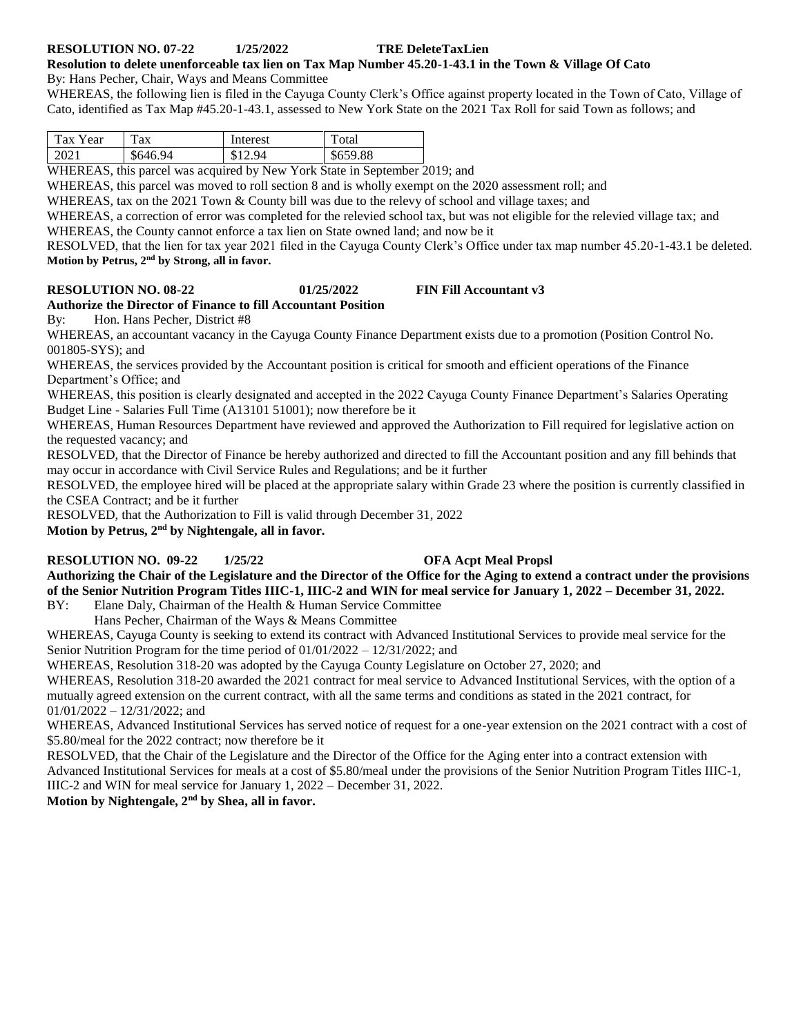**RESOLUTION NO. 07-22 1/25/2022 TRE DeleteTaxLien**

**Resolution to delete unenforceable tax lien on Tax Map Number 45.20-1-43.1 in the Town & Village Of Cato**

By: Hans Pecher, Chair, Ways and Means Committee

WHEREAS, the following lien is filed in the Cayuga County Clerk's Office against property located in the Town of Cato, Village of Cato, identified as Tax Map #45.20-1-43.1, assessed to New York State on the 2021 Tax Roll for said Town as follows; and

| Tax Year | Tax | Interest | Total |
|---|---|---|---|
| 2021 | $646.94 | $12.94 | $659.88 |

WHEREAS, this parcel was acquired by New York State in September 2019; and

WHEREAS, this parcel was moved to roll section 8 and is wholly exempt on the 2020 assessment roll; and

WHEREAS, tax on the 2021 Town & County bill was due to the relevy of school and village taxes; and

WHEREAS, a correction of error was completed for the relevied school tax, but was not eligible for the relevied village tax; and

WHEREAS, the County cannot enforce a tax lien on State owned land; and now be it

RESOLVED, that the lien for tax year 2021 filed in the Cayuga County Clerk's Office under tax map number 45.20-1-43.1 be deleted.

**Motion by Petrus, 2nd by Strong, all in favor.**

**RESOLUTION NO. 08-22 01/25/2022 FIN Fill Accountant v3**

**Authorize the Director of Finance to fill Accountant Position**

By: Hon. Hans Pecher, District #8

WHEREAS, an accountant vacancy in the Cayuga County Finance Department exists due to a promotion (Position Control No. 001805-SYS); and

WHEREAS, the services provided by the Accountant position is critical for smooth and efficient operations of the Finance Department's Office; and

WHEREAS, this position is clearly designated and accepted in the 2022 Cayuga County Finance Department's Salaries Operating Budget Line - Salaries Full Time (A13101 51001); now therefore be it

WHEREAS, Human Resources Department have reviewed and approved the Authorization to Fill required for legislative action on the requested vacancy; and

RESOLVED, that the Director of Finance be hereby authorized and directed to fill the Accountant position and any fill behinds that may occur in accordance with Civil Service Rules and Regulations; and be it further

RESOLVED, the employee hired will be placed at the appropriate salary within Grade 23 where the position is currently classified in the CSEA Contract; and be it further

RESOLVED, that the Authorization to Fill is valid through December 31, 2022

**Motion by Petrus, 2nd by Nightengale, all in favor.**

**RESOLUTION NO. 09-22 1/25/22 OFA Acpt Meal Propsl**

**Authorizing the Chair of the Legislature and the Director of the Office for the Aging to extend a contract under the provisions of the Senior Nutrition Program Titles IIIC-1, IIIC-2 and WIN for meal service for January 1, 2022 – December 31, 2022.**

BY: Elane Daly, Chairman of the Health & Human Service Committee
Hans Pecher, Chairman of the Ways & Means Committee

WHEREAS, Cayuga County is seeking to extend its contract with Advanced Institutional Services to provide meal service for the Senior Nutrition Program for the time period of 01/01/2022 – 12/31/2022; and

WHEREAS, Resolution 318-20 was adopted by the Cayuga County Legislature on October 27, 2020; and

WHEREAS, Resolution 318-20 awarded the 2021 contract for meal service to Advanced Institutional Services, with the option of a mutually agreed extension on the current contract, with all the same terms and conditions as stated in the 2021 contract, for 01/01/2022 – 12/31/2022; and

WHEREAS, Advanced Institutional Services has served notice of request for a one-year extension on the 2021 contract with a cost of $5.80/meal for the 2022 contract; now therefore be it

RESOLVED, that the Chair of the Legislature and the Director of the Office for the Aging enter into a contract extension with Advanced Institutional Services for meals at a cost of $5.80/meal under the provisions of the Senior Nutrition Program Titles IIIC-1, IIIC-2 and WIN for meal service for January 1, 2022 – December 31, 2022.

**Motion by Nightengale, 2nd by Shea, all in favor.**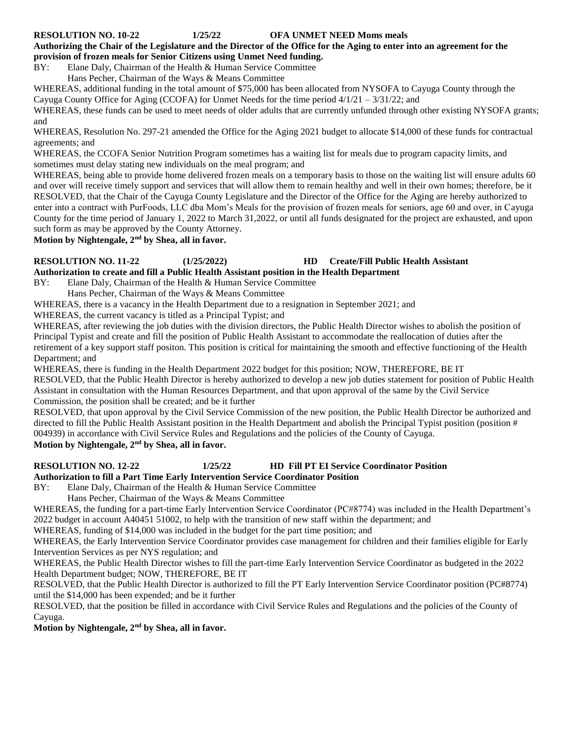**RESOLUTION NO. 10-22 1/25/22 OFA UNMET NEED Moms meals**

**Authorizing the Chair of the Legislature and the Director of the Office for the Aging to enter into an agreement for the provision of frozen meals for Senior Citizens using Unmet Need funding.**

BY: Elane Daly, Chairman of the Health & Human Service Committee
Hans Pecher, Chairman of the Ways & Means Committee

WHEREAS, additional funding in the total amount of $75,000 has been allocated from NYSOFA to Cayuga County through the Cayuga County Office for Aging (CCOFA) for Unmet Needs for the time period 4/1/21 – 3/31/22; and

WHEREAS, these funds can be used to meet needs of older adults that are currently unfunded through other existing NYSOFA grants; and

WHEREAS, Resolution No. 297-21 amended the Office for the Aging 2021 budget to allocate $14,000 of these funds for contractual agreements; and

WHEREAS, the CCOFA Senior Nutrition Program sometimes has a waiting list for meals due to program capacity limits, and sometimes must delay stating new individuals on the meal program; and

WHEREAS, being able to provide home delivered frozen meals on a temporary basis to those on the waiting list will ensure adults 60 and over will receive timely support and services that will allow them to remain healthy and well in their own homes; therefore, be it

RESOLVED, that the Chair of the Cayuga County Legislature and the Director of the Office for the Aging are hereby authorized to enter into a contract with PurFoods, LLC dba Mom's Meals for the provision of frozen meals for seniors, age 60 and over, in Cayuga County for the time period of January 1, 2022 to March 31,2022, or until all funds designated for the project are exhausted, and upon such form as may be approved by the County Attorney.

**Motion by Nightengale, 2nd by Shea, all in favor.**

**RESOLUTION NO. 11-22 (1/25/2022) HD Create/Fill Public Health Assistant**

**Authorization to create and fill a Public Health Assistant position in the Health Department**

BY: Elane Daly, Chairman of the Health & Human Service Committee
Hans Pecher, Chairman of the Ways & Means Committee

WHEREAS, there is a vacancy in the Health Department due to a resignation in September 2021; and

WHEREAS, the current vacancy is titled as a Principal Typist; and

WHEREAS, after reviewing the job duties with the division directors, the Public Health Director wishes to abolish the position of Principal Typist and create and fill the position of Public Health Assistant to accommodate the reallocation of duties after the retirement of a key support staff positon. This position is critical for maintaining the smooth and effective functioning of the Health Department; and

WHEREAS, there is funding in the Health Department 2022 budget for this position; NOW, THEREFORE, BE IT

RESOLVED, that the Public Health Director is hereby authorized to develop a new job duties statement for position of Public Health Assistant in consultation with the Human Resources Department, and that upon approval of the same by the Civil Service Commission, the position shall be created; and be it further

RESOLVED, that upon approval by the Civil Service Commission of the new position, the Public Health Director be authorized and directed to fill the Public Health Assistant position in the Health Department and abolish the Principal Typist position (position # 004939) in accordance with Civil Service Rules and Regulations and the policies of the County of Cayuga.

**Motion by Nightengale, 2nd by Shea, all in favor.**

**RESOLUTION NO. 12-22 1/25/22 HD Fill PT EI Service Coordinator Position**

**Authorization to fill a Part Time Early Intervention Service Coordinator Position**

BY: Elane Daly, Chairman of the Health & Human Service Committee
Hans Pecher, Chairman of the Ways & Means Committee

WHEREAS, the funding for a part-time Early Intervention Service Coordinator (PC#8774) was included in the Health Department's 2022 budget in account A40451 51002, to help with the transition of new staff within the department; and

WHEREAS, funding of $14,000 was included in the budget for the part time position; and

WHEREAS, the Early Intervention Service Coordinator provides case management for children and their families eligible for Early Intervention Services as per NYS regulation; and

WHEREAS, the Public Health Director wishes to fill the part-time Early Intervention Service Coordinator as budgeted in the 2022 Health Department budget; NOW, THEREFORE, BE IT

RESOLVED, that the Public Health Director is authorized to fill the PT Early Intervention Service Coordinator position (PC#8774) until the $14,000 has been expended; and be it further

RESOLVED, that the position be filled in accordance with Civil Service Rules and Regulations and the policies of the County of Cayuga.

**Motion by Nightengale, 2nd by Shea, all in favor.**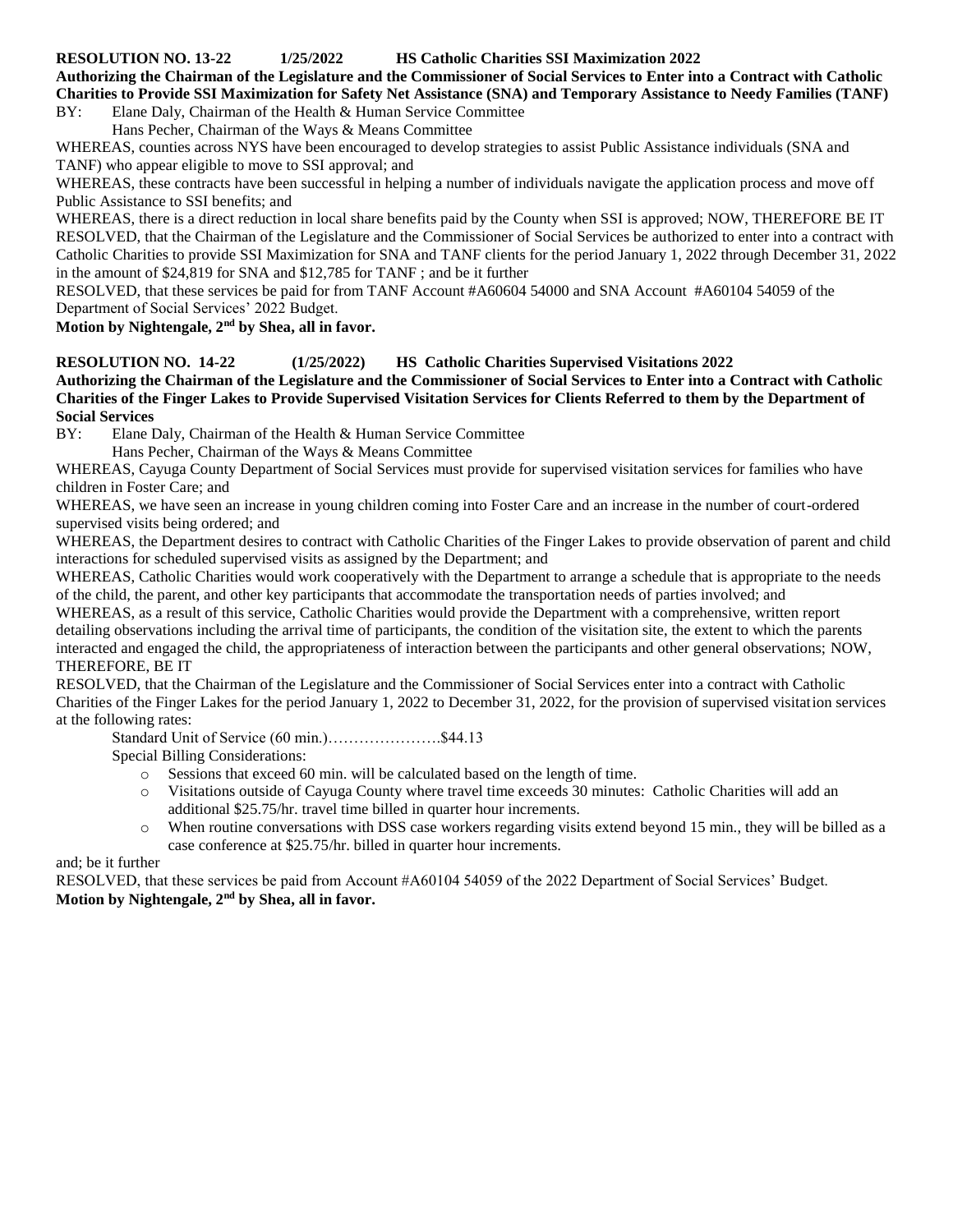**RESOLUTION NO. 13-22 1/25/2022 HS Catholic Charities SSI Maximization 2022**

**Authorizing the Chairman of the Legislature and the Commissioner of Social Services to Enter into a Contract with Catholic Charities to Provide SSI Maximization for Safety Net Assistance (SNA) and Temporary Assistance to Needy Families (TANF)**

BY: Elane Daly, Chairman of the Health & Human Service Committee
Hans Pecher, Chairman of the Ways & Means Committee

WHEREAS, counties across NYS have been encouraged to develop strategies to assist Public Assistance individuals (SNA and TANF) who appear eligible to move to SSI approval; and

WHEREAS, these contracts have been successful in helping a number of individuals navigate the application process and move off Public Assistance to SSI benefits; and

WHEREAS, there is a direct reduction in local share benefits paid by the County when SSI is approved; NOW, THEREFORE BE IT

RESOLVED, that the Chairman of the Legislature and the Commissioner of Social Services be authorized to enter into a contract with Catholic Charities to provide SSI Maximization for SNA and TANF clients for the period January 1, 2022 through December 31, 2022 in the amount of $24,819 for SNA and $12,785 for TANF ; and be it further

RESOLVED, that these services be paid for from TANF Account #A60604 54000 and SNA Account #A60104 54059 of the Department of Social Services' 2022 Budget.

**Motion by Nightengale, 2nd by Shea, all in favor.**

**RESOLUTION NO. 14-22 (1/25/2022) HS Catholic Charities Supervised Visitations 2022**

**Authorizing the Chairman of the Legislature and the Commissioner of Social Services to Enter into a Contract with Catholic Charities of the Finger Lakes to Provide Supervised Visitation Services for Clients Referred to them by the Department of Social Services**

BY: Elane Daly, Chairman of the Health & Human Service Committee
Hans Pecher, Chairman of the Ways & Means Committee

WHEREAS, Cayuga County Department of Social Services must provide for supervised visitation services for families who have children in Foster Care; and

WHEREAS, we have seen an increase in young children coming into Foster Care and an increase in the number of court-ordered supervised visits being ordered; and

WHEREAS, the Department desires to contract with Catholic Charities of the Finger Lakes to provide observation of parent and child interactions for scheduled supervised visits as assigned by the Department; and

WHEREAS, Catholic Charities would work cooperatively with the Department to arrange a schedule that is appropriate to the needs of the child, the parent, and other key participants that accommodate the transportation needs of parties involved; and

WHEREAS, as a result of this service, Catholic Charities would provide the Department with a comprehensive, written report detailing observations including the arrival time of participants, the condition of the visitation site, the extent to which the parents interacted and engaged the child, the appropriateness of interaction between the participants and other general observations; NOW, THEREFORE, BE IT

RESOLVED, that the Chairman of the Legislature and the Commissioner of Social Services enter into a contract with Catholic Charities of the Finger Lakes for the period January 1, 2022 to December 31, 2022, for the provision of supervised visitation services at the following rates:

Standard Unit of Service (60 min.)………………….$44.13

Special Billing Considerations:

- Sessions that exceed 60 min. will be calculated based on the length of time.
- Visitations outside of Cayuga County where travel time exceeds 30 minutes: Catholic Charities will add an additional $25.75/hr. travel time billed in quarter hour increments.
- When routine conversations with DSS case workers regarding visits extend beyond 15 min., they will be billed as a case conference at $25.75/hr. billed in quarter hour increments.

and; be it further

RESOLVED, that these services be paid from Account #A60104 54059 of the 2022 Department of Social Services' Budget.

**Motion by Nightengale, 2nd by Shea, all in favor.**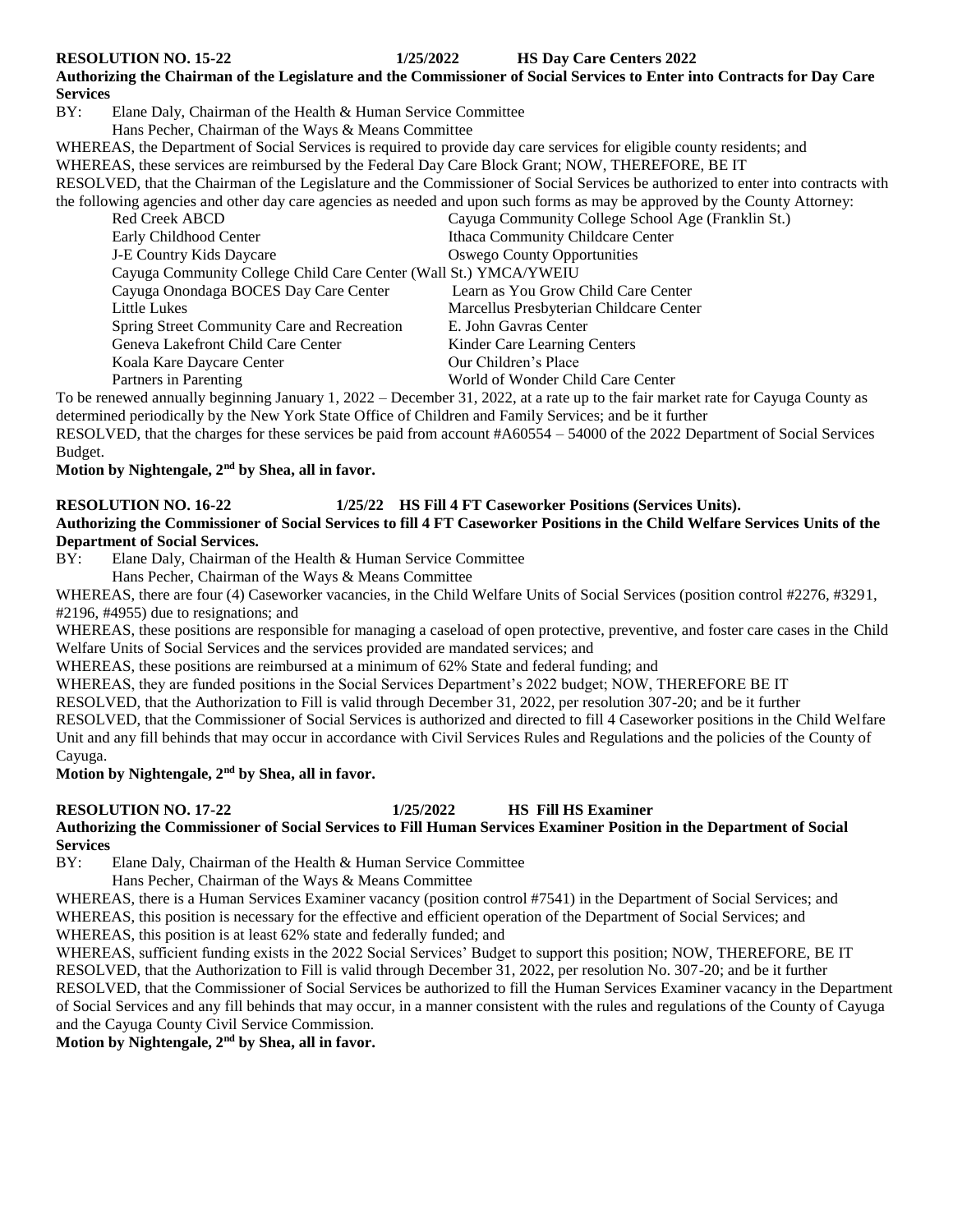**RESOLUTION NO. 15-22 1/25/2022 HS Day Care Centers 2022**

**Authorizing the Chairman of the Legislature and the Commissioner of Social Services to Enter into Contracts for Day Care Services**

BY: Elane Daly, Chairman of the Health & Human Service Committee
Hans Pecher, Chairman of the Ways & Means Committee

WHEREAS, the Department of Social Services is required to provide day care services for eligible county residents; and

WHEREAS, these services are reimbursed by the Federal Day Care Block Grant; NOW, THEREFORE, BE IT

RESOLVED, that the Chairman of the Legislature and the Commissioner of Social Services be authorized to enter into contracts with the following agencies and other day care agencies as needed and upon such forms as may be approved by the County Attorney:

- Red Creek ABCD
- Cayuga Community College School Age (Franklin St.)
- Early Childhood Center
- Ithaca Community Childcare Center
- J-E Country Kids Daycare
- Oswego County Opportunities
- Cayuga Community College Child Care Center (Wall St.)
- YMCA/YWEIU
- Cayuga Onondaga BOCES Day Care Center
- Learn as You Grow Child Care Center
- Little Lukes
- Marcellus Presbyterian Childcare Center
- Spring Street Community Care and Recreation
- E. John Gavras Center
- Geneva Lakefront Child Care Center
- Kinder Care Learning Centers
- Koala Kare Daycare Center
- Our Children's Place
- Partners in Parenting
- World of Wonder Child Care Center

To be renewed annually beginning January 1, 2022 – December 31, 2022, at a rate up to the fair market rate for Cayuga County as determined periodically by the New York State Office of Children and Family Services; and be it further

RESOLVED, that the charges for these services be paid from account #A60554 – 54000 of the 2022 Department of Social Services Budget.

**Motion by Nightengale, 2nd by Shea, all in favor.**

**RESOLUTION NO. 16-22 1/25/22 HS Fill 4 FT Caseworker Positions (Services Units).**

**Authorizing the Commissioner of Social Services to fill 4 FT Caseworker Positions in the Child Welfare Services Units of the Department of Social Services.**

BY: Elane Daly, Chairman of the Health & Human Service Committee
Hans Pecher, Chairman of the Ways & Means Committee

WHEREAS, there are four (4) Caseworker vacancies, in the Child Welfare Units of Social Services (position control #2276, #3291, #2196, #4955) due to resignations; and

WHEREAS, these positions are responsible for managing a caseload of open protective, preventive, and foster care cases in the Child Welfare Units of Social Services and the services provided are mandated services; and

WHEREAS, these positions are reimbursed at a minimum of 62% State and federal funding; and

WHEREAS, they are funded positions in the Social Services Department's 2022 budget; NOW, THEREFORE BE IT

RESOLVED, that the Authorization to Fill is valid through December 31, 2022, per resolution 307-20; and be it further

RESOLVED, that the Commissioner of Social Services is authorized and directed to fill 4 Caseworker positions in the Child Welfare Unit and any fill behinds that may occur in accordance with Civil Services Rules and Regulations and the policies of the County of Cayuga.

**Motion by Nightengale, 2nd by Shea, all in favor.**

**RESOLUTION NO. 17-22 1/25/2022 HS Fill HS Examiner**

**Authorizing the Commissioner of Social Services to Fill Human Services Examiner Position in the Department of Social Services**

BY: Elane Daly, Chairman of the Health & Human Service Committee
Hans Pecher, Chairman of the Ways & Means Committee

WHEREAS, there is a Human Services Examiner vacancy (position control #7541) in the Department of Social Services; and

WHEREAS, this position is necessary for the effective and efficient operation of the Department of Social Services; and

WHEREAS, this position is at least 62% state and federally funded; and

WHEREAS, sufficient funding exists in the 2022 Social Services' Budget to support this position; NOW, THEREFORE, BE IT

RESOLVED, that the Authorization to Fill is valid through December 31, 2022, per resolution No. 307-20; and be it further

RESOLVED, that the Commissioner of Social Services be authorized to fill the Human Services Examiner vacancy in the Department of Social Services and any fill behinds that may occur, in a manner consistent with the rules and regulations of the County of Cayuga and the Cayuga County Civil Service Commission.

**Motion by Nightengale, 2nd by Shea, all in favor.**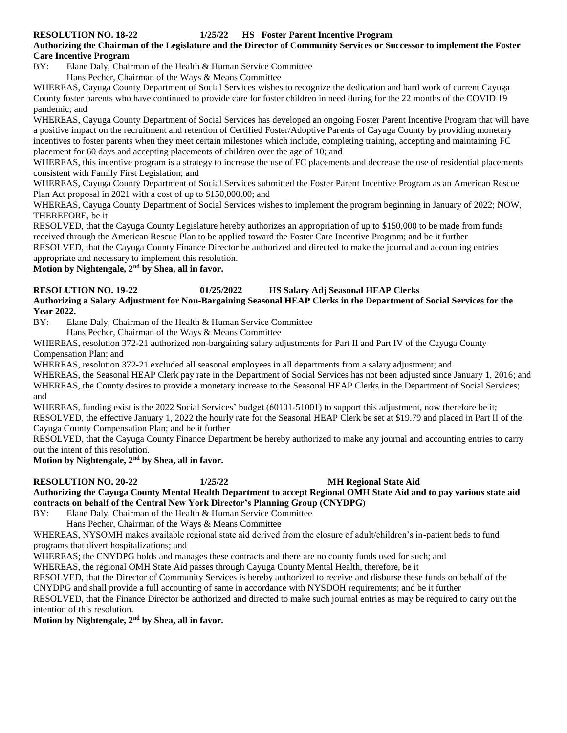**RESOLUTION NO. 18-22 1/25/22 HS Foster Parent Incentive Program**

**Authorizing the Chairman of the Legislature and the Director of Community Services or Successor to implement the Foster Care Incentive Program**

BY: Elane Daly, Chairman of the Health & Human Service Committee
Hans Pecher, Chairman of the Ways & Means Committee

WHEREAS, Cayuga County Department of Social Services wishes to recognize the dedication and hard work of current Cayuga County foster parents who have continued to provide care for foster children in need during for the 22 months of the COVID 19 pandemic; and

WHEREAS, Cayuga County Department of Social Services has developed an ongoing Foster Parent Incentive Program that will have a positive impact on the recruitment and retention of Certified Foster/Adoptive Parents of Cayuga County by providing monetary incentives to foster parents when they meet certain milestones which include, completing training, accepting and maintaining FC placement for 60 days and accepting placements of children over the age of 10; and

WHEREAS, this incentive program is a strategy to increase the use of FC placements and decrease the use of residential placements consistent with Family First Legislation; and

WHEREAS, Cayuga County Department of Social Services submitted the Foster Parent Incentive Program as an American Rescue Plan Act proposal in 2021 with a cost of up to $150,000.00; and

WHEREAS, Cayuga County Department of Social Services wishes to implement the program beginning in January of 2022; NOW, THEREFORE, be it

RESOLVED, that the Cayuga County Legislature hereby authorizes an appropriation of up to $150,000 to be made from funds received through the American Rescue Plan to be applied toward the Foster Care Incentive Program; and be it further

RESOLVED, that the Cayuga County Finance Director be authorized and directed to make the journal and accounting entries appropriate and necessary to implement this resolution.

**Motion by Nightengale, 2nd by Shea, all in favor.**

**RESOLUTION NO. 19-22 01/25/2022 HS Salary Adj Seasonal HEAP Clerks**

**Authorizing a Salary Adjustment for Non-Bargaining Seasonal HEAP Clerks in the Department of Social Services for the Year 2022.**

BY: Elane Daly, Chairman of the Health & Human Service Committee
Hans Pecher, Chairman of the Ways & Means Committee

WHEREAS, resolution 372-21 authorized non-bargaining salary adjustments for Part II and Part IV of the Cayuga County Compensation Plan; and

WHEREAS, resolution 372-21 excluded all seasonal employees in all departments from a salary adjustment; and

WHEREAS, the Seasonal HEAP Clerk pay rate in the Department of Social Services has not been adjusted since January 1, 2016; and

WHEREAS, the County desires to provide a monetary increase to the Seasonal HEAP Clerks in the Department of Social Services; and

WHEREAS, funding exist is the 2022 Social Services' budget (60101-51001) to support this adjustment, now therefore be it;

RESOLVED, the effective January 1, 2022 the hourly rate for the Seasonal HEAP Clerk be set at $19.79 and placed in Part II of the Cayuga County Compensation Plan; and be it further

RESOLVED, that the Cayuga County Finance Department be hereby authorized to make any journal and accounting entries to carry out the intent of this resolution.

**Motion by Nightengale, 2nd by Shea, all in favor.**

**RESOLUTION NO. 20-22 1/25/22 MH Regional State Aid**

**Authorizing the Cayuga County Mental Health Department to accept Regional OMH State Aid and to pay various state aid contracts on behalf of the Central New York Director's Planning Group (CNYDPG)**

BY: Elane Daly, Chairman of the Health & Human Service Committee
Hans Pecher, Chairman of the Ways & Means Committee

WHEREAS, NYSOMH makes available regional state aid derived from the closure of adult/children's in-patient beds to fund programs that divert hospitalizations; and

WHEREAS; the CNYDPG holds and manages these contracts and there are no county funds used for such; and

WHEREAS, the regional OMH State Aid passes through Cayuga County Mental Health, therefore, be it

RESOLVED, that the Director of Community Services is hereby authorized to receive and disburse these funds on behalf of the CNYDPG and shall provide a full accounting of same in accordance with NYSDOH requirements; and be it further

RESOLVED, that the Finance Director be authorized and directed to make such journal entries as may be required to carry out the intention of this resolution.

**Motion by Nightengale, 2nd by Shea, all in favor.**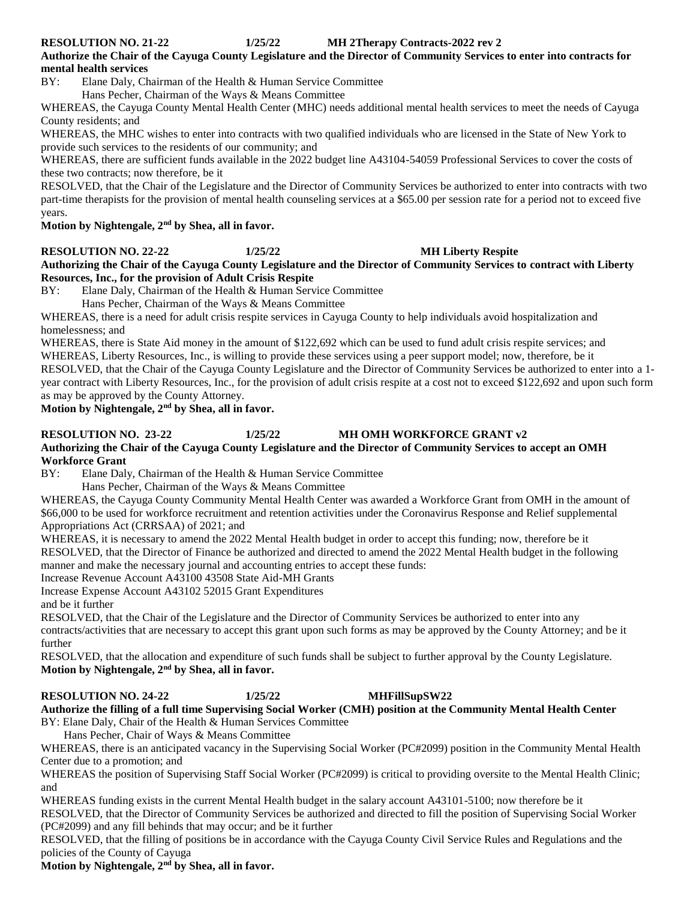**RESOLUTION NO. 21-22 1/25/22 MH 2Therapy Contracts-2022 rev 2**

**Authorize the Chair of the Cayuga County Legislature and the Director of Community Services to enter into contracts for mental health services**

BY: Elane Daly, Chairman of the Health & Human Service Committee
Hans Pecher, Chairman of the Ways & Means Committee

WHEREAS, the Cayuga County Mental Health Center (MHC) needs additional mental health services to meet the needs of Cayuga County residents; and

WHEREAS, the MHC wishes to enter into contracts with two qualified individuals who are licensed in the State of New York to provide such services to the residents of our community; and

WHEREAS, there are sufficient funds available in the 2022 budget line A43104-54059 Professional Services to cover the costs of these two contracts; now therefore, be it

RESOLVED, that the Chair of the Legislature and the Director of Community Services be authorized to enter into contracts with two part-time therapists for the provision of mental health counseling services at a $65.00 per session rate for a period not to exceed five years.

**Motion by Nightengale, 2nd by Shea, all in favor.**

**RESOLUTION NO. 22-22 1/25/22 MH Liberty Respite**

**Authorizing the Chair of the Cayuga County Legislature and the Director of Community Services to contract with Liberty Resources, Inc., for the provision of Adult Crisis Respite**

BY: Elane Daly, Chairman of the Health & Human Service Committee
Hans Pecher, Chairman of the Ways & Means Committee

WHEREAS, there is a need for adult crisis respite services in Cayuga County to help individuals avoid hospitalization and homelessness; and

WHEREAS, there is State Aid money in the amount of $122,692 which can be used to fund adult crisis respite services; and

WHEREAS, Liberty Resources, Inc., is willing to provide these services using a peer support model; now, therefore, be it

RESOLVED, that the Chair of the Cayuga County Legislature and the Director of Community Services be authorized to enter into a 1-year contract with Liberty Resources, Inc., for the provision of adult crisis respite at a cost not to exceed $122,692 and upon such form as may be approved by the County Attorney.

**Motion by Nightengale, 2nd by Shea, all in favor.**

**RESOLUTION NO. 23-22 1/25/22 MH OMH WORKFORCE GRANT v2**

**Authorizing the Chair of the Cayuga County Legislature and the Director of Community Services to accept an OMH Workforce Grant**

BY: Elane Daly, Chairman of the Health & Human Service Committee
Hans Pecher, Chairman of the Ways & Means Committee

WHEREAS, the Cayuga County Community Mental Health Center was awarded a Workforce Grant from OMH in the amount of $66,000 to be used for workforce recruitment and retention activities under the Coronavirus Response and Relief supplemental Appropriations Act (CRRSAA) of 2021; and

WHEREAS, it is necessary to amend the 2022 Mental Health budget in order to accept this funding; now, therefore be it

RESOLVED, that the Director of Finance be authorized and directed to amend the 2022 Mental Health budget in the following manner and make the necessary journal and accounting entries to accept these funds:

Increase Revenue Account A43100 43508 State Aid-MH Grants

Increase Expense Account A43102 52015 Grant Expenditures

and be it further

RESOLVED, that the Chair of the Legislature and the Director of Community Services be authorized to enter into any contracts/activities that are necessary to accept this grant upon such forms as may be approved by the County Attorney; and be it further

RESOLVED, that the allocation and expenditure of such funds shall be subject to further approval by the County Legislature.

**Motion by Nightengale, 2nd by Shea, all in favor.**

**RESOLUTION NO. 24-22 1/25/22 MHFillSupSW22**

**Authorize the filling of a full time Supervising Social Worker (CMH) position at the Community Mental Health Center**

BY: Elane Daly, Chair of the Health & Human Services Committee
Hans Pecher, Chair of Ways & Means Committee

WHEREAS, there is an anticipated vacancy in the Supervising Social Worker (PC#2099) position in the Community Mental Health Center due to a promotion; and

WHEREAS the position of Supervising Staff Social Worker (PC#2099) is critical to providing oversite to the Mental Health Clinic; and

WHEREAS funding exists in the current Mental Health budget in the salary account A43101-5100; now therefore be it

RESOLVED, that the Director of Community Services be authorized and directed to fill the position of Supervising Social Worker (PC#2099) and any fill behinds that may occur; and be it further

RESOLVED, that the filling of positions be in accordance with the Cayuga County Civil Service Rules and Regulations and the policies of the County of Cayuga

**Motion by Nightengale, 2nd by Shea, all in favor.**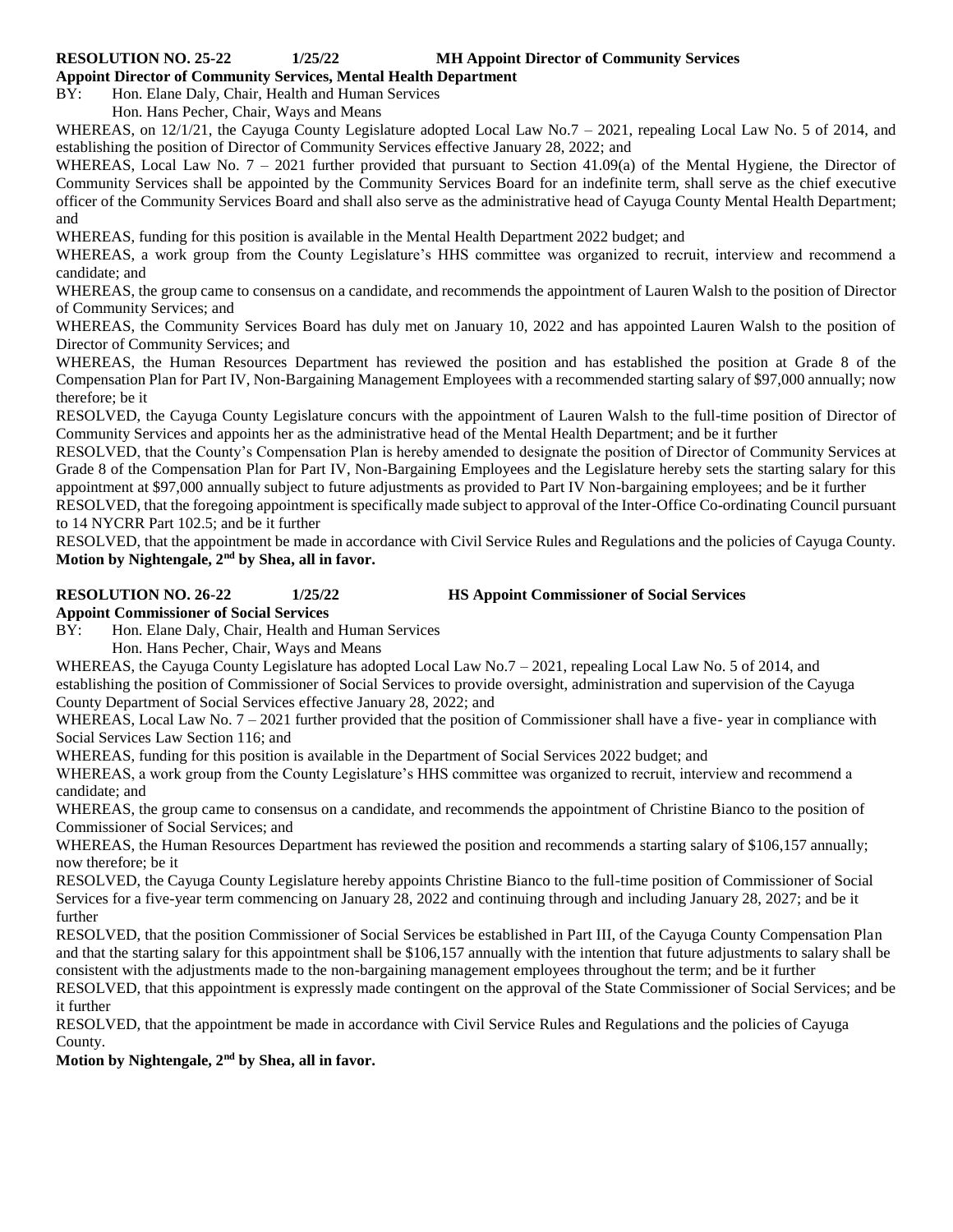**RESOLUTION NO. 25-22 1/25/22 MH Appoint Director of Community Services**

**Appoint Director of Community Services, Mental Health Department**

BY: Hon. Elane Daly, Chair, Health and Human Services
Hon. Hans Pecher, Chair, Ways and Means

WHEREAS, on 12/1/21, the Cayuga County Legislature adopted Local Law No.7 – 2021, repealing Local Law No. 5 of 2014, and establishing the position of Director of Community Services effective January 28, 2022; and

WHEREAS, Local Law No. 7 – 2021 further provided that pursuant to Section 41.09(a) of the Mental Hygiene, the Director of Community Services shall be appointed by the Community Services Board for an indefinite term, shall serve as the chief executive officer of the Community Services Board and shall also serve as the administrative head of Cayuga County Mental Health Department; and

WHEREAS, funding for this position is available in the Mental Health Department 2022 budget; and

WHEREAS, a work group from the County Legislature's HHS committee was organized to recruit, interview and recommend a candidate; and

WHEREAS, the group came to consensus on a candidate, and recommends the appointment of Lauren Walsh to the position of Director of Community Services; and

WHEREAS, the Community Services Board has duly met on January 10, 2022 and has appointed Lauren Walsh to the position of Director of Community Services; and

WHEREAS, the Human Resources Department has reviewed the position and has established the position at Grade 8 of the Compensation Plan for Part IV, Non-Bargaining Management Employees with a recommended starting salary of $97,000 annually; now therefore; be it

RESOLVED, the Cayuga County Legislature concurs with the appointment of Lauren Walsh to the full-time position of Director of Community Services and appoints her as the administrative head of the Mental Health Department; and be it further

RESOLVED, that the County's Compensation Plan is hereby amended to designate the position of Director of Community Services at Grade 8 of the Compensation Plan for Part IV, Non-Bargaining Employees and the Legislature hereby sets the starting salary for this appointment at $97,000 annually subject to future adjustments as provided to Part IV Non-bargaining employees; and be it further

RESOLVED, that the foregoing appointment is specifically made subject to approval of the Inter-Office Co-ordinating Council pursuant to 14 NYCRR Part 102.5; and be it further

RESOLVED, that the appointment be made in accordance with Civil Service Rules and Regulations and the policies of Cayuga County.

**Motion by Nightengale, 2nd by Shea, all in favor.**

**RESOLUTION NO. 26-22 1/25/22 HS Appoint Commissioner of Social Services**

**Appoint Commissioner of Social Services**

BY: Hon. Elane Daly, Chair, Health and Human Services
Hon. Hans Pecher, Chair, Ways and Means

WHEREAS, the Cayuga County Legislature has adopted Local Law No.7 – 2021, repealing Local Law No. 5 of 2014, and establishing the position of Commissioner of Social Services to provide oversight, administration and supervision of the Cayuga County Department of Social Services effective January 28, 2022; and

WHEREAS, Local Law No. 7 – 2021 further provided that the position of Commissioner shall have a five- year in compliance with Social Services Law Section 116; and

WHEREAS, funding for this position is available in the Department of Social Services 2022 budget; and

WHEREAS, a work group from the County Legislature's HHS committee was organized to recruit, interview and recommend a candidate; and

WHEREAS, the group came to consensus on a candidate, and recommends the appointment of Christine Bianco to the position of Commissioner of Social Services; and

WHEREAS, the Human Resources Department has reviewed the position and recommends a starting salary of $106,157 annually; now therefore; be it

RESOLVED, the Cayuga County Legislature hereby appoints Christine Bianco to the full-time position of Commissioner of Social Services for a five-year term commencing on January 28, 2022 and continuing through and including January 28, 2027; and be it further

RESOLVED, that the position Commissioner of Social Services be established in Part III, of the Cayuga County Compensation Plan and that the starting salary for this appointment shall be $106,157 annually with the intention that future adjustments to salary shall be consistent with the adjustments made to the non-bargaining management employees throughout the term; and be it further

RESOLVED, that this appointment is expressly made contingent on the approval of the State Commissioner of Social Services; and be it further

RESOLVED, that the appointment be made in accordance with Civil Service Rules and Regulations and the policies of Cayuga County.

**Motion by Nightengale, 2nd by Shea, all in favor.**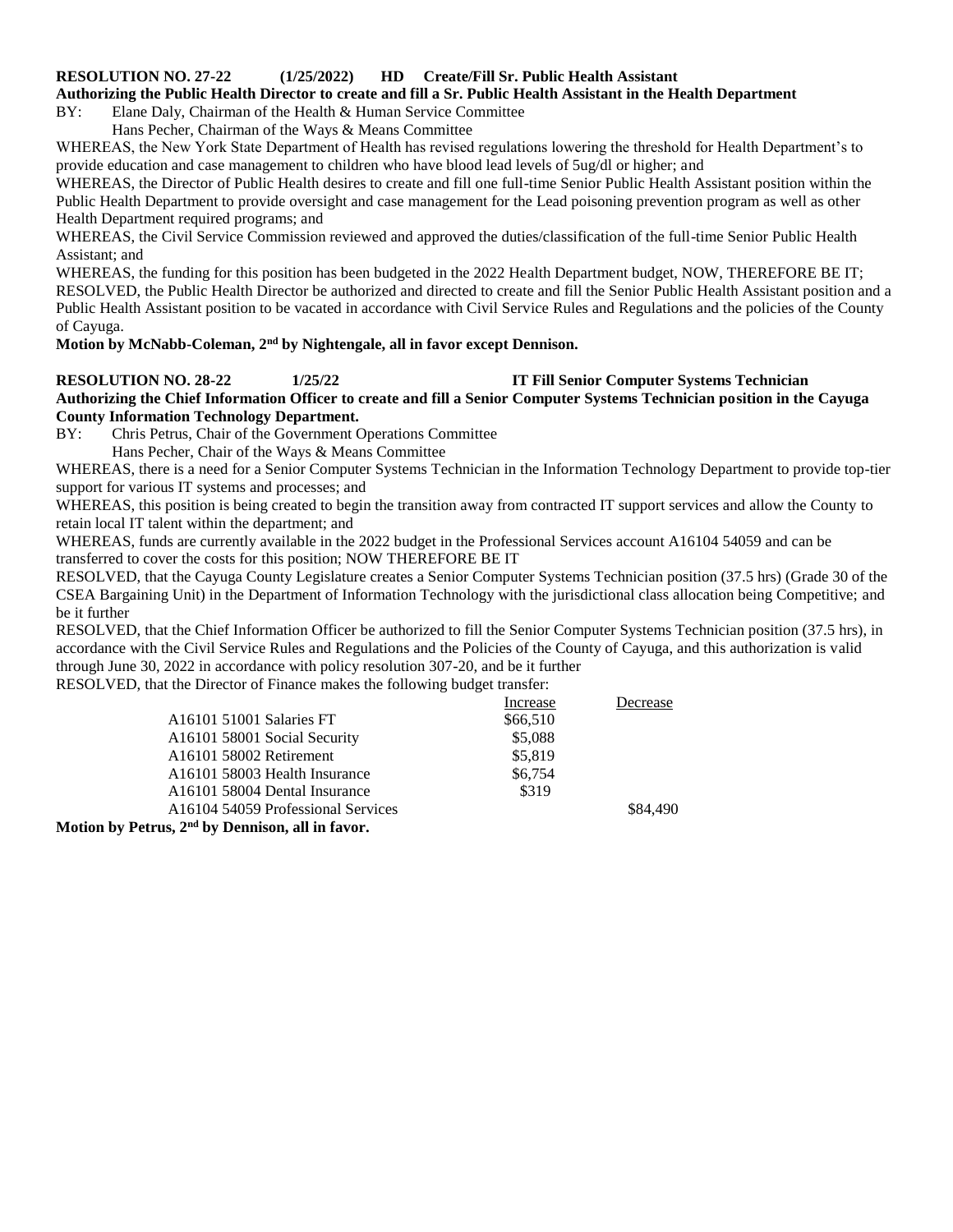**RESOLUTION NO. 27-22 (1/25/2022) HD Create/Fill Sr. Public Health Assistant**

**Authorizing the Public Health Director to create and fill a Sr. Public Health Assistant in the Health Department**

BY: Elane Daly, Chairman of the Health & Human Service Committee
Hans Pecher, Chairman of the Ways & Means Committee

WHEREAS, the New York State Department of Health has revised regulations lowering the threshold for Health Department's to provide education and case management to children who have blood lead levels of 5ug/dl or higher; and

WHEREAS, the Director of Public Health desires to create and fill one full-time Senior Public Health Assistant position within the Public Health Department to provide oversight and case management for the Lead poisoning prevention program as well as other Health Department required programs; and

WHEREAS, the Civil Service Commission reviewed and approved the duties/classification of the full-time Senior Public Health Assistant; and

WHEREAS, the funding for this position has been budgeted in the 2022 Health Department budget, NOW, THEREFORE BE IT;

RESOLVED, the Public Health Director be authorized and directed to create and fill the Senior Public Health Assistant position and a Public Health Assistant position to be vacated in accordance with Civil Service Rules and Regulations and the policies of the County of Cayuga.

**Motion by McNabb-Coleman, 2nd by Nightengale, all in favor except Dennison.**

**RESOLUTION NO. 28-22 1/25/22 IT Fill Senior Computer Systems Technician**

**Authorizing the Chief Information Officer to create and fill a Senior Computer Systems Technician position in the Cayuga County Information Technology Department.**

BY: Chris Petrus, Chair of the Government Operations Committee
Hans Pecher, Chair of the Ways & Means Committee

WHEREAS, there is a need for a Senior Computer Systems Technician in the Information Technology Department to provide top-tier support for various IT systems and processes; and

WHEREAS, this position is being created to begin the transition away from contracted IT support services and allow the County to retain local IT talent within the department; and

WHEREAS, funds are currently available in the 2022 budget in the Professional Services account A16104 54059 and can be transferred to cover the costs for this position; NOW THEREFORE BE IT

RESOLVED, that the Cayuga County Legislature creates a Senior Computer Systems Technician position (37.5 hrs) (Grade 30 of the CSEA Bargaining Unit) in the Department of Information Technology with the jurisdictional class allocation being Competitive; and be it further

RESOLVED, that the Chief Information Officer be authorized to fill the Senior Computer Systems Technician position (37.5 hrs), in accordance with the Civil Service Rules and Regulations and the Policies of the County of Cayuga, and this authorization is valid through June 30, 2022 in accordance with policy resolution 307-20, and be it further

RESOLVED, that the Director of Finance makes the following budget transfer:

| | Increase | Decrease |
|---|---|---|
| A16101 51001 Salaries FT | $66,510 | |
| A16101 58001 Social Security | $5,088 | |
| A16101 58002 Retirement | $5,819 | |
| A16101 58003 Health Insurance | $6,754 | |
| A16101 58004 Dental Insurance | $319 | |
| A16104 54059 Professional Services | | $84,490 |

**Motion by Petrus, 2nd by Dennison, all in favor.**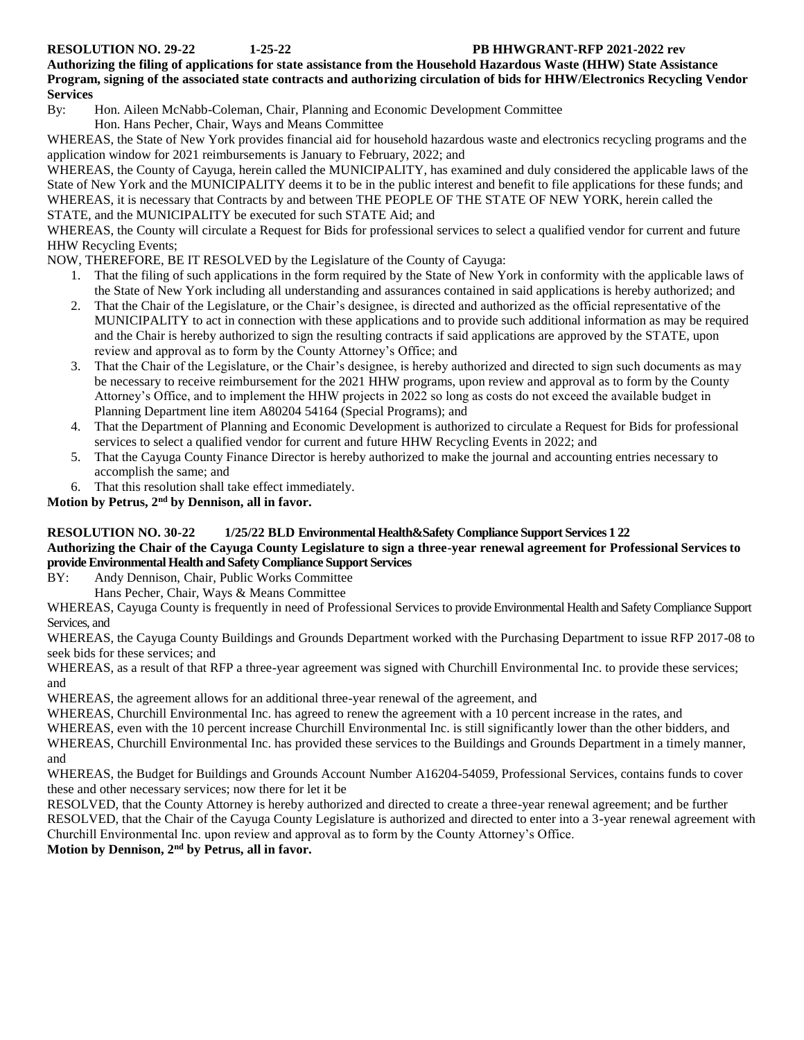**RESOLUTION NO. 29-22 1-25-22 PB HHWGRANT-RFP 2021-2022 rev**

**Authorizing the filing of applications for state assistance from the Household Hazardous Waste (HHW) State Assistance Program, signing of the associated state contracts and authorizing circulation of bids for HHW/Electronics Recycling Vendor Services**

By: Hon. Aileen McNabb-Coleman, Chair, Planning and Economic Development Committee
Hon. Hans Pecher, Chair, Ways and Means Committee

WHEREAS, the State of New York provides financial aid for household hazardous waste and electronics recycling programs and the application window for 2021 reimbursements is January to February, 2022; and

WHEREAS, the County of Cayuga, herein called the MUNICIPALITY, has examined and duly considered the applicable laws of the State of New York and the MUNICIPALITY deems it to be in the public interest and benefit to file applications for these funds; and

WHEREAS, it is necessary that Contracts by and between THE PEOPLE OF THE STATE OF NEW YORK, herein called the STATE, and the MUNICIPALITY be executed for such STATE Aid; and

WHEREAS, the County will circulate a Request for Bids for professional services to select a qualified vendor for current and future HHW Recycling Events;

NOW, THEREFORE, BE IT RESOLVED by the Legislature of the County of Cayuga:

1. That the filing of such applications in the form required by the State of New York in conformity with the applicable laws of the State of New York including all understanding and assurances contained in said applications is hereby authorized; and
2. That the Chair of the Legislature, or the Chair's designee, is directed and authorized as the official representative of the MUNICIPALITY to act in connection with these applications and to provide such additional information as may be required and the Chair is hereby authorized to sign the resulting contracts if said applications are approved by the STATE, upon review and approval as to form by the County Attorney's Office; and
3. That the Chair of the Legislature, or the Chair's designee, is hereby authorized and directed to sign such documents as may be necessary to receive reimbursement for the 2021 HHW programs, upon review and approval as to form by the County Attorney's Office, and to implement the HHW projects in 2022 so long as costs do not exceed the available budget in Planning Department line item A80204 54164 (Special Programs); and
4. That the Department of Planning and Economic Development is authorized to circulate a Request for Bids for professional services to select a qualified vendor for current and future HHW Recycling Events in 2022; and
5. That the Cayuga County Finance Director is hereby authorized to make the journal and accounting entries necessary to accomplish the same; and
6. That this resolution shall take effect immediately.

**Motion by Petrus, 2nd by Dennison, all in favor.**

**RESOLUTION NO. 30-22 1/25/22 BLD Environmental Health&Safety Compliance Support Services 1 22**

**Authorizing the Chair of the Cayuga County Legislature to sign a three-year renewal agreement for Professional Services to provide Environmental Health and Safety Compliance Support Services**

BY: Andy Dennison, Chair, Public Works Committee
Hans Pecher, Chair, Ways & Means Committee

WHEREAS, Cayuga County is frequently in need of Professional Services to provide Environmental Health and Safety Compliance Support Services, and

WHEREAS, the Cayuga County Buildings and Grounds Department worked with the Purchasing Department to issue RFP 2017-08 to seek bids for these services; and

WHEREAS, as a result of that RFP a three-year agreement was signed with Churchill Environmental Inc. to provide these services; and

WHEREAS, the agreement allows for an additional three-year renewal of the agreement, and

WHEREAS, Churchill Environmental Inc. has agreed to renew the agreement with a 10 percent increase in the rates, and

WHEREAS, even with the 10 percent increase Churchill Environmental Inc. is still significantly lower than the other bidders, and

WHEREAS, Churchill Environmental Inc. has provided these services to the Buildings and Grounds Department in a timely manner, and

WHEREAS, the Budget for Buildings and Grounds Account Number A16204-54059, Professional Services, contains funds to cover these and other necessary services; now there for let it be

RESOLVED, that the County Attorney is hereby authorized and directed to create a three-year renewal agreement; and be further

RESOLVED, that the Chair of the Cayuga County Legislature is authorized and directed to enter into a 3-year renewal agreement with Churchill Environmental Inc. upon review and approval as to form by the County Attorney's Office.

**Motion by Dennison, 2nd by Petrus, all in favor.**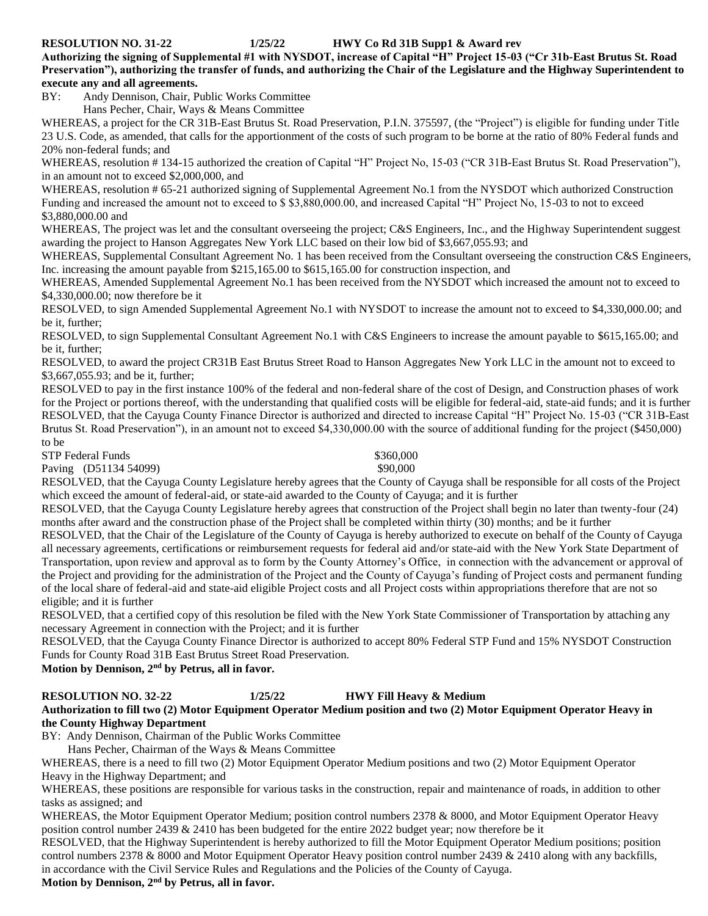**RESOLUTION NO. 31-22 1/25/22 HWY Co Rd 31B Supp1 & Award rev**

**Authorizing the signing of Supplemental #1 with NYSDOT, increase of Capital "H" Project 15-03 ("Cr 31b-East Brutus St. Road Preservation"), authorizing the transfer of funds, and authorizing the Chair of the Legislature and the Highway Superintendent to execute any and all agreements.**

BY: Andy Dennison, Chair, Public Works Committee
Hans Pecher, Chair, Ways & Means Committee

WHEREAS, a project for the CR 31B-East Brutus St. Road Preservation, P.I.N. 375597, (the "Project") is eligible for funding under Title 23 U.S. Code, as amended, that calls for the apportionment of the costs of such program to be borne at the ratio of 80% Federal funds and 20% non-federal funds; and

WHEREAS, resolution # 134-15 authorized the creation of Capital "H" Project No, 15-03 ("CR 31B-East Brutus St. Road Preservation"), in an amount not to exceed $2,000,000, and

WHEREAS, resolution # 65-21 authorized signing of Supplemental Agreement No.1 from the NYSDOT which authorized Construction Funding and increased the amount not to exceed to $ $3,880,000.00, and increased Capital "H" Project No, 15-03 to not to exceed $3,880,000.00 and

WHEREAS, The project was let and the consultant overseeing the project; C&S Engineers, Inc., and the Highway Superintendent suggest awarding the project to Hanson Aggregates New York LLC based on their low bid of $3,667,055.93; and

WHEREAS, Supplemental Consultant Agreement No. 1 has been received from the Consultant overseeing the construction C&S Engineers, Inc. increasing the amount payable from $215,165.00 to $615,165.00 for construction inspection, and

WHEREAS, Amended Supplemental Agreement No.1 has been received from the NYSDOT which increased the amount not to exceed to $4,330,000.00; now therefore be it

RESOLVED, to sign Amended Supplemental Agreement No.1 with NYSDOT to increase the amount not to exceed to $4,330,000.00; and be it, further;

RESOLVED, to sign Supplemental Consultant Agreement No.1 with C&S Engineers to increase the amount payable to $615,165.00; and be it, further;

RESOLVED, to award the project CR31B East Brutus Street Road to Hanson Aggregates New York LLC in the amount not to exceed to $3,667,055.93; and be it, further;

RESOLVED to pay in the first instance 100% of the federal and non-federal share of the cost of Design, and Construction phases of work for the Project or portions thereof, with the understanding that qualified costs will be eligible for federal-aid, state-aid funds; and it is further

RESOLVED, that the Cayuga County Finance Director is authorized and directed to increase Capital "H" Project No. 15-03 ("CR 31B-East Brutus St. Road Preservation"), in an amount not to exceed $4,330,000.00 with the source of additional funding for the project ($450,000) to be

| | |
|---|---|
| STP Federal Funds | $360,000 |
| Paving (D51134 54099) | $90,000 |

RESOLVED, that the Cayuga County Legislature hereby agrees that the County of Cayuga shall be responsible for all costs of the Project which exceed the amount of federal-aid, or state-aid awarded to the County of Cayuga; and it is further

RESOLVED, that the Cayuga County Legislature hereby agrees that construction of the Project shall begin no later than twenty-four (24) months after award and the construction phase of the Project shall be completed within thirty (30) months; and be it further

RESOLVED, that the Chair of the Legislature of the County of Cayuga is hereby authorized to execute on behalf of the County of Cayuga all necessary agreements, certifications or reimbursement requests for federal aid and/or state-aid with the New York State Department of Transportation, upon review and approval as to form by the County Attorney's Office, in connection with the advancement or approval of the Project and providing for the administration of the Project and the County of Cayuga's funding of Project costs and permanent funding of the local share of federal-aid and state-aid eligible Project costs and all Project costs within appropriations therefore that are not so eligible; and it is further

RESOLVED, that a certified copy of this resolution be filed with the New York State Commissioner of Transportation by attaching any necessary Agreement in connection with the Project; and it is further

RESOLVED, that the Cayuga County Finance Director is authorized to accept 80% Federal STP Fund and 15% NYSDOT Construction Funds for County Road 31B East Brutus Street Road Preservation.

**Motion by Dennison, 2nd by Petrus, all in favor.**

**RESOLUTION NO. 32-22 1/25/22 HWY Fill Heavy & Medium**

**Authorization to fill two (2) Motor Equipment Operator Medium position and two (2) Motor Equipment Operator Heavy in the County Highway Department**

BY: Andy Dennison, Chairman of the Public Works Committee
Hans Pecher, Chairman of the Ways & Means Committee

WHEREAS, there is a need to fill two (2) Motor Equipment Operator Medium positions and two (2) Motor Equipment Operator Heavy in the Highway Department; and

WHEREAS, these positions are responsible for various tasks in the construction, repair and maintenance of roads, in addition to other tasks as assigned; and

WHEREAS, the Motor Equipment Operator Medium; position control numbers 2378 & 8000, and Motor Equipment Operator Heavy position control number 2439 & 2410 has been budgeted for the entire 2022 budget year; now therefore be it

RESOLVED, that the Highway Superintendent is hereby authorized to fill the Motor Equipment Operator Medium positions; position control numbers 2378 & 8000 and Motor Equipment Operator Heavy position control number 2439 & 2410 along with any backfills, in accordance with the Civil Service Rules and Regulations and the Policies of the County of Cayuga.

**Motion by Dennison, 2nd by Petrus, all in favor.**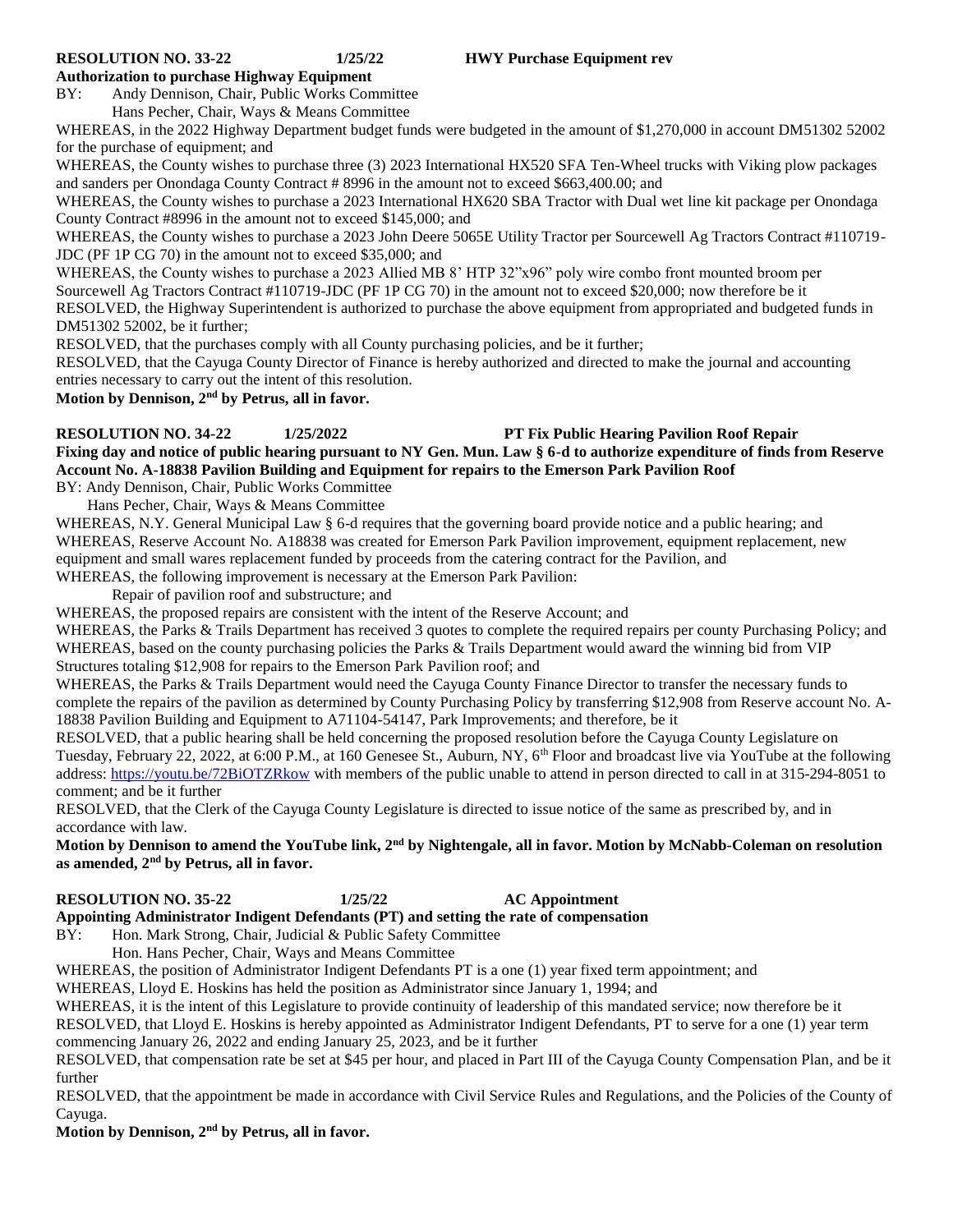**RESOLUTION NO. 33-22 1/25/22 HWY Purchase Equipment rev**

**Authorization to purchase Highway Equipment**

BY: Andy Dennison, Chair, Public Works Committee
Hans Pecher, Chair, Ways & Means Committee

WHEREAS, in the 2022 Highway Department budget funds were budgeted in the amount of $1,270,000 in account DM51302 52002 for the purchase of equipment; and

WHEREAS, the County wishes to purchase three (3) 2023 International HX520 SFA Ten-Wheel trucks with Viking plow packages and sanders per Onondaga County Contract # 8996 in the amount not to exceed $663,400.00; and

WHEREAS, the County wishes to purchase a 2023 International HX620 SBA Tractor with Dual wet line kit package per Onondaga County Contract #8996 in the amount not to exceed $145,000; and

WHEREAS, the County wishes to purchase a 2023 John Deere 5065E Utility Tractor per Sourcewell Ag Tractors Contract #110719-JDC (PF 1P CG 70) in the amount not to exceed $35,000; and

WHEREAS, the County wishes to purchase a 2023 Allied MB 8' HTP 32"x96" poly wire combo front mounted broom per Sourcewell Ag Tractors Contract #110719-JDC (PF 1P CG 70) in the amount not to exceed $20,000; now therefore be it

RESOLVED, the Highway Superintendent is authorized to purchase the above equipment from appropriated and budgeted funds in DM51302 52002, be it further;

RESOLVED, that the purchases comply with all County purchasing policies, and be it further;

RESOLVED, that the Cayuga County Director of Finance is hereby authorized and directed to make the journal and accounting entries necessary to carry out the intent of this resolution.

**Motion by Dennison, 2nd by Petrus, all in favor.**

**RESOLUTION NO. 34-22 1/25/2022 PT Fix Public Hearing Pavilion Roof Repair**

**Fixing day and notice of public hearing pursuant to NY Gen. Mun. Law § 6-d to authorize expenditure of finds from Reserve Account No. A-18838 Pavilion Building and Equipment for repairs to the Emerson Park Pavilion Roof**

BY: Andy Dennison, Chair, Public Works Committee
Hans Pecher, Chair, Ways & Means Committee

WHEREAS, N.Y. General Municipal Law § 6-d requires that the governing board provide notice and a public hearing; and

WHEREAS, Reserve Account No. A18838 was created for Emerson Park Pavilion improvement, equipment replacement, new equipment and small wares replacement funded by proceeds from the catering contract for the Pavilion, and

WHEREAS, the following improvement is necessary at the Emerson Park Pavilion:

Repair of pavilion roof and substructure; and

WHEREAS, the proposed repairs are consistent with the intent of the Reserve Account; and

WHEREAS, the Parks & Trails Department has received 3 quotes to complete the required repairs per county Purchasing Policy; and

WHEREAS, based on the county purchasing policies the Parks & Trails Department would award the winning bid from VIP Structures totaling $12,908 for repairs to the Emerson Park Pavilion roof; and

WHEREAS, the Parks & Trails Department would need the Cayuga County Finance Director to transfer the necessary funds to complete the repairs of the pavilion as determined by County Purchasing Policy by transferring $12,908 from Reserve account No. A-18838 Pavilion Building and Equipment to A71104-54147, Park Improvements; and therefore, be it

RESOLVED, that a public hearing shall be held concerning the proposed resolution before the Cayuga County Legislature on Tuesday, February 22, 2022, at 6:00 P.M., at 160 Genesee St., Auburn, NY, 6th Floor and broadcast live via YouTube at the following address: https://youtu.be/72BiOTZRkow with members of the public unable to attend in person directed to call in at 315-294-8051 to comment; and be it further

RESOLVED, that the Clerk of the Cayuga County Legislature is directed to issue notice of the same as prescribed by, and in accordance with law.

**Motion by Dennison to amend the YouTube link, 2nd by Nightengale, all in favor. Motion by McNabb-Coleman on resolution as amended, 2nd by Petrus, all in favor.**

**RESOLUTION NO. 35-22 1/25/22 AC Appointment**

**Appointing Administrator Indigent Defendants (PT) and setting the rate of compensation**

BY: Hon. Mark Strong, Chair, Judicial & Public Safety Committee
Hon. Hans Pecher, Chair, Ways and Means Committee

WHEREAS, the position of Administrator Indigent Defendants PT is a one (1) year fixed term appointment; and

WHEREAS, Lloyd E. Hoskins has held the position as Administrator since January 1, 1994; and

WHEREAS, it is the intent of this Legislature to provide continuity of leadership of this mandated service; now therefore be it

RESOLVED, that Lloyd E. Hoskins is hereby appointed as Administrator Indigent Defendants, PT to serve for a one (1) year term commencing January 26, 2022 and ending January 25, 2023, and be it further

RESOLVED, that compensation rate be set at $45 per hour, and placed in Part III of the Cayuga County Compensation Plan, and be it further

RESOLVED, that the appointment be made in accordance with Civil Service Rules and Regulations, and the Policies of the County of Cayuga.

**Motion by Dennison, 2nd by Petrus, all in favor.**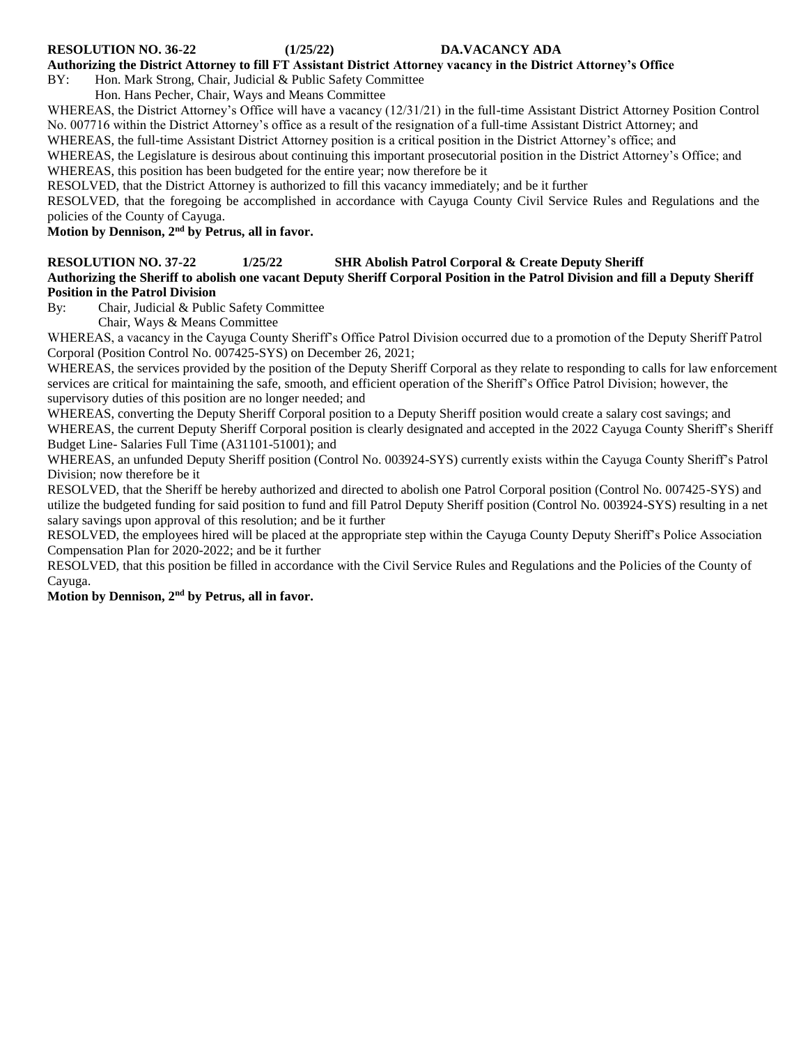**RESOLUTION NO. 36-22 (1/25/22) DA.VACANCY ADA**

**Authorizing the District Attorney to fill FT Assistant District Attorney vacancy in the District Attorney's Office**

BY: Hon. Mark Strong, Chair, Judicial & Public Safety Committee
Hon. Hans Pecher, Chair, Ways and Means Committee

WHEREAS, the District Attorney's Office will have a vacancy (12/31/21) in the full-time Assistant District Attorney Position Control No. 007716 within the District Attorney's office as a result of the resignation of a full-time Assistant District Attorney; and

WHEREAS, the full-time Assistant District Attorney position is a critical position in the District Attorney's office; and

WHEREAS, the Legislature is desirous about continuing this important prosecutorial position in the District Attorney's Office; and

WHEREAS, this position has been budgeted for the entire year; now therefore be it

RESOLVED, that the District Attorney is authorized to fill this vacancy immediately; and be it further

RESOLVED, that the foregoing be accomplished in accordance with Cayuga County Civil Service Rules and Regulations and the policies of the County of Cayuga.

**Motion by Dennison, 2nd by Petrus, all in favor.**

**RESOLUTION NO. 37-22 1/25/22 SHR Abolish Patrol Corporal & Create Deputy Sheriff**

**Authorizing the Sheriff to abolish one vacant Deputy Sheriff Corporal Position in the Patrol Division and fill a Deputy Sheriff Position in the Patrol Division**

By: Chair, Judicial & Public Safety Committee
Chair, Ways & Means Committee

WHEREAS, a vacancy in the Cayuga County Sheriff's Office Patrol Division occurred due to a promotion of the Deputy Sheriff Patrol Corporal (Position Control No. 007425-SYS) on December 26, 2021;

WHEREAS, the services provided by the position of the Deputy Sheriff Corporal as they relate to responding to calls for law enforcement services are critical for maintaining the safe, smooth, and efficient operation of the Sheriff's Office Patrol Division; however, the supervisory duties of this position are no longer needed; and

WHEREAS, converting the Deputy Sheriff Corporal position to a Deputy Sheriff position would create a salary cost savings; and

WHEREAS, the current Deputy Sheriff Corporal position is clearly designated and accepted in the 2022 Cayuga County Sheriff's Sheriff Budget Line- Salaries Full Time (A31101-51001); and

WHEREAS, an unfunded Deputy Sheriff position (Control No. 003924-SYS) currently exists within the Cayuga County Sheriff's Patrol Division; now therefore be it

RESOLVED, that the Sheriff be hereby authorized and directed to abolish one Patrol Corporal position (Control No. 007425-SYS) and utilize the budgeted funding for said position to fund and fill Patrol Deputy Sheriff position (Control No. 003924-SYS) resulting in a net salary savings upon approval of this resolution; and be it further

RESOLVED, the employees hired will be placed at the appropriate step within the Cayuga County Deputy Sheriff's Police Association Compensation Plan for 2020-2022; and be it further

RESOLVED, that this position be filled in accordance with the Civil Service Rules and Regulations and the Policies of the County of Cayuga.

**Motion by Dennison, 2nd by Petrus, all in favor.**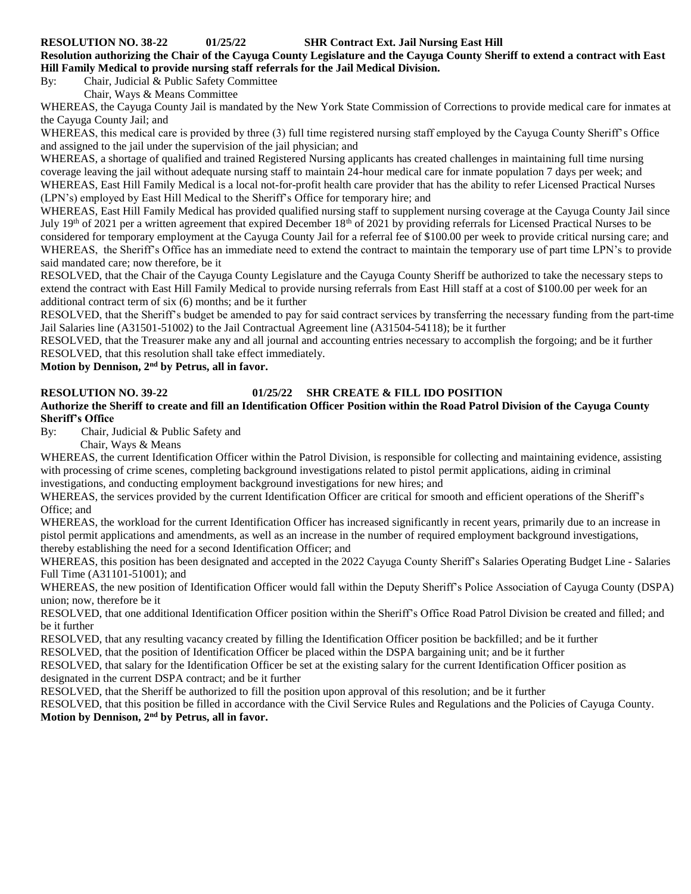**RESOLUTION NO. 38-22 01/25/22 SHR Contract Ext. Jail Nursing East Hill**

**Resolution authorizing the Chair of the Cayuga County Legislature and the Cayuga County Sheriff to extend a contract with East Hill Family Medical to provide nursing staff referrals for the Jail Medical Division.**

By: Chair, Judicial & Public Safety Committee
Chair, Ways & Means Committee

WHEREAS, the Cayuga County Jail is mandated by the New York State Commission of Corrections to provide medical care for inmates at the Cayuga County Jail; and

WHEREAS, this medical care is provided by three (3) full time registered nursing staff employed by the Cayuga County Sheriff's Office and assigned to the jail under the supervision of the jail physician; and

WHEREAS, a shortage of qualified and trained Registered Nursing applicants has created challenges in maintaining full time nursing coverage leaving the jail without adequate nursing staff to maintain 24-hour medical care for inmate population 7 days per week; and

WHEREAS, East Hill Family Medical is a local not-for-profit health care provider that has the ability to refer Licensed Practical Nurses (LPN's) employed by East Hill Medical to the Sheriff's Office for temporary hire; and

WHEREAS, East Hill Family Medical has provided qualified nursing staff to supplement nursing coverage at the Cayuga County Jail since July 19th of 2021 per a written agreement that expired December 18th of 2021 by providing referrals for Licensed Practical Nurses to be considered for temporary employment at the Cayuga County Jail for a referral fee of $100.00 per week to provide critical nursing care; and

WHEREAS, the Sheriff's Office has an immediate need to extend the contract to maintain the temporary use of part time LPN's to provide said mandated care; now therefore, be it

RESOLVED, that the Chair of the Cayuga County Legislature and the Cayuga County Sheriff be authorized to take the necessary steps to extend the contract with East Hill Family Medical to provide nursing referrals from East Hill staff at a cost of $100.00 per week for an additional contract term of six (6) months; and be it further

RESOLVED, that the Sheriff's budget be amended to pay for said contract services by transferring the necessary funding from the part-time Jail Salaries line (A31501-51002) to the Jail Contractual Agreement line (A31504-54118); be it further

RESOLVED, that the Treasurer make any and all journal and accounting entries necessary to accomplish the forgoing; and be it further

RESOLVED, that this resolution shall take effect immediately.

**Motion by Dennison, 2nd by Petrus, all in favor.**

**RESOLUTION NO. 39-22 01/25/22 SHR CREATE & FILL IDO POSITION**

**Authorize the Sheriff to create and fill an Identification Officer Position within the Road Patrol Division of the Cayuga County Sheriff's Office**

By: Chair, Judicial & Public Safety and
Chair, Ways & Means

WHEREAS, the current Identification Officer within the Patrol Division, is responsible for collecting and maintaining evidence, assisting with processing of crime scenes, completing background investigations related to pistol permit applications, aiding in criminal investigations, and conducting employment background investigations for new hires; and

WHEREAS, the services provided by the current Identification Officer are critical for smooth and efficient operations of the Sheriff's Office; and

WHEREAS, the workload for the current Identification Officer has increased significantly in recent years, primarily due to an increase in pistol permit applications and amendments, as well as an increase in the number of required employment background investigations, thereby establishing the need for a second Identification Officer; and

WHEREAS, this position has been designated and accepted in the 2022 Cayuga County Sheriff's Salaries Operating Budget Line - Salaries Full Time (A31101-51001); and

WHEREAS, the new position of Identification Officer would fall within the Deputy Sheriff's Police Association of Cayuga County (DSPA) union; now, therefore be it

RESOLVED, that one additional Identification Officer position within the Sheriff's Office Road Patrol Division be created and filled; and be it further

RESOLVED, that any resulting vacancy created by filling the Identification Officer position be backfilled; and be it further

RESOLVED, that the position of Identification Officer be placed within the DSPA bargaining unit; and be it further

RESOLVED, that salary for the Identification Officer be set at the existing salary for the current Identification Officer position as designated in the current DSPA contract; and be it further

RESOLVED, that the Sheriff be authorized to fill the position upon approval of this resolution; and be it further

RESOLVED, that this position be filled in accordance with the Civil Service Rules and Regulations and the Policies of Cayuga County.

**Motion by Dennison, 2nd by Petrus, all in favor.**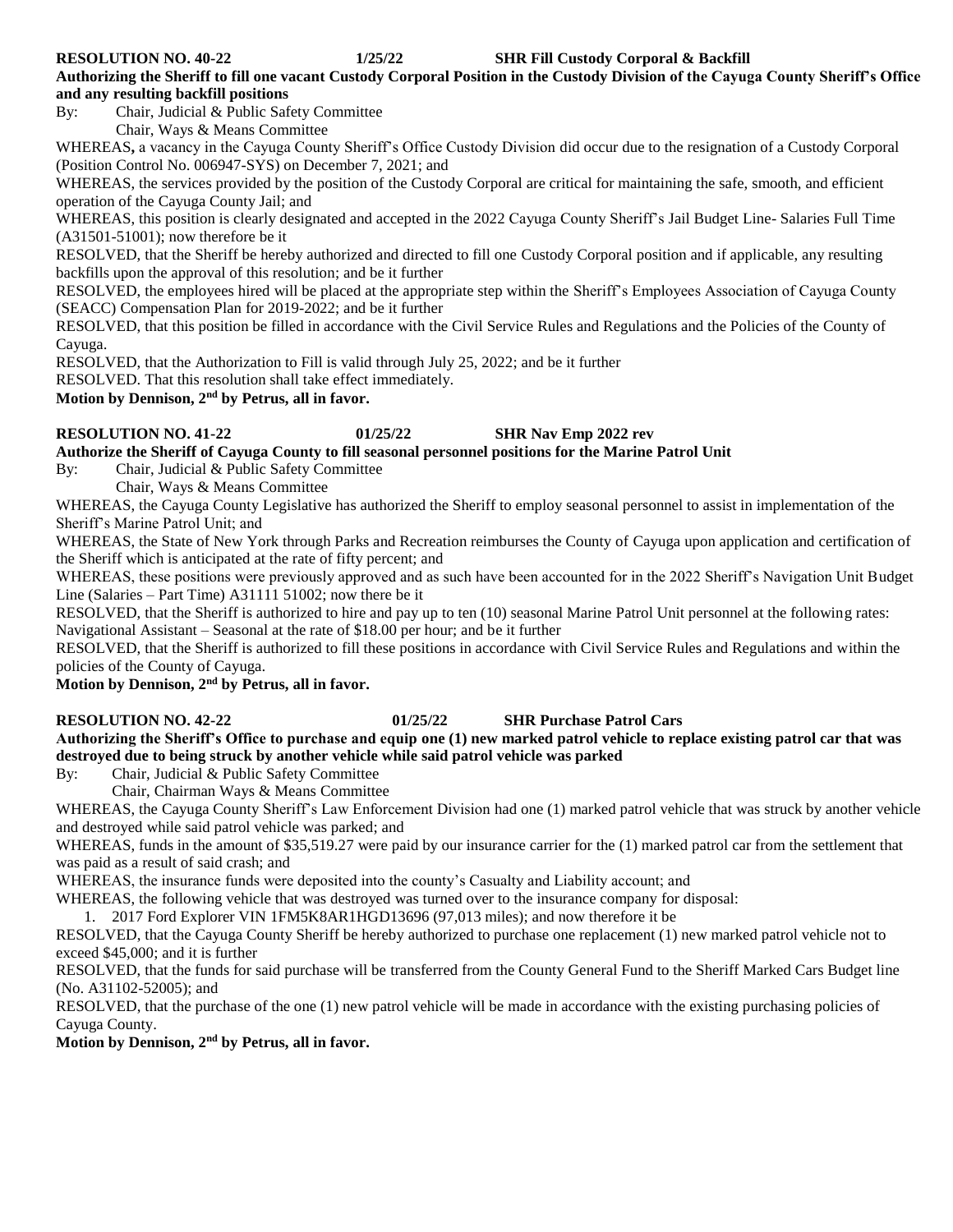**RESOLUTION NO. 40-22 1/25/22 SHR Fill Custody Corporal & Backfill**

**Authorizing the Sheriff to fill one vacant Custody Corporal Position in the Custody Division of the Cayuga County Sheriff's Office and any resulting backfill positions**

By: Chair, Judicial & Public Safety Committee
Chair, Ways & Means Committee

WHEREAS, a vacancy in the Cayuga County Sheriff's Office Custody Division did occur due to the resignation of a Custody Corporal (Position Control No. 006947-SYS) on December 7, 2021; and

WHEREAS, the services provided by the position of the Custody Corporal are critical for maintaining the safe, smooth, and efficient operation of the Cayuga County Jail; and

WHEREAS, this position is clearly designated and accepted in the 2022 Cayuga County Sheriff's Jail Budget Line- Salaries Full Time (A31501-51001); now therefore be it

RESOLVED, that the Sheriff be hereby authorized and directed to fill one Custody Corporal position and if applicable, any resulting backfills upon the approval of this resolution; and be it further

RESOLVED, the employees hired will be placed at the appropriate step within the Sheriff's Employees Association of Cayuga County (SEACC) Compensation Plan for 2019-2022; and be it further

RESOLVED, that this position be filled in accordance with the Civil Service Rules and Regulations and the Policies of the County of Cayuga.

RESOLVED, that the Authorization to Fill is valid through July 25, 2022; and be it further

RESOLVED. That this resolution shall take effect immediately.

**Motion by Dennison, 2nd by Petrus, all in favor.**

**RESOLUTION NO. 41-22 01/25/22 SHR Nav Emp 2022 rev**

**Authorize the Sheriff of Cayuga County to fill seasonal personnel positions for the Marine Patrol Unit**

By: Chair, Judicial & Public Safety Committee
Chair, Ways & Means Committee

WHEREAS, the Cayuga County Legislative has authorized the Sheriff to employ seasonal personnel to assist in implementation of the Sheriff's Marine Patrol Unit; and

WHEREAS, the State of New York through Parks and Recreation reimburses the County of Cayuga upon application and certification of the Sheriff which is anticipated at the rate of fifty percent; and

WHEREAS, these positions were previously approved and as such have been accounted for in the 2022 Sheriff's Navigation Unit Budget Line (Salaries – Part Time) A31111 51002; now there be it

RESOLVED, that the Sheriff is authorized to hire and pay up to ten (10) seasonal Marine Patrol Unit personnel at the following rates: Navigational Assistant – Seasonal at the rate of $18.00 per hour; and be it further

RESOLVED, that the Sheriff is authorized to fill these positions in accordance with Civil Service Rules and Regulations and within the policies of the County of Cayuga.

**Motion by Dennison, 2nd by Petrus, all in favor.**

**RESOLUTION NO. 42-22 01/25/22 SHR Purchase Patrol Cars**

**Authorizing the Sheriff's Office to purchase and equip one (1) new marked patrol vehicle to replace existing patrol car that was destroyed due to being struck by another vehicle while said patrol vehicle was parked**

By: Chair, Judicial & Public Safety Committee
Chair, Chairman Ways & Means Committee

WHEREAS, the Cayuga County Sheriff's Law Enforcement Division had one (1) marked patrol vehicle that was struck by another vehicle and destroyed while said patrol vehicle was parked; and

WHEREAS, funds in the amount of $35,519.27 were paid by our insurance carrier for the (1) marked patrol car from the settlement that was paid as a result of said crash; and

WHEREAS, the insurance funds were deposited into the county's Casualty and Liability account; and

WHEREAS, the following vehicle that was destroyed was turned over to the insurance company for disposal:

1. 2017 Ford Explorer VIN 1FM5K8AR1HGD13696 (97,013 miles); and now therefore it be

RESOLVED, that the Cayuga County Sheriff be hereby authorized to purchase one replacement (1) new marked patrol vehicle not to exceed $45,000; and it is further

RESOLVED, that the funds for said purchase will be transferred from the County General Fund to the Sheriff Marked Cars Budget line (No. A31102-52005); and

RESOLVED, that the purchase of the one (1) new patrol vehicle will be made in accordance with the existing purchasing policies of Cayuga County.

**Motion by Dennison, 2nd by Petrus, all in favor.**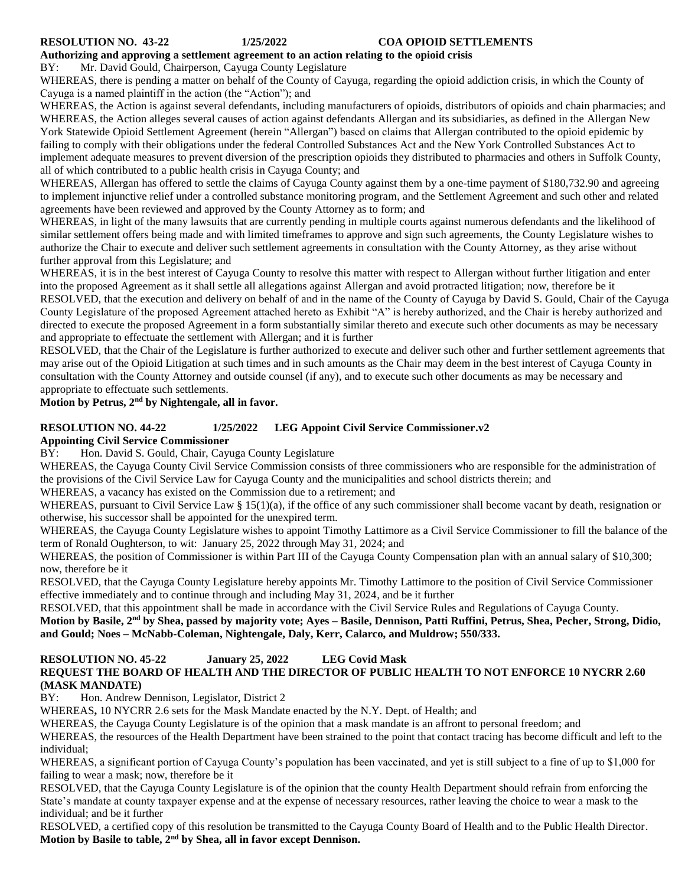**RESOLUTION NO. 43-22 1/25/2022 COA OPIOID SETTLEMENTS**

**Authorizing and approving a settlement agreement to an action relating to the opioid crisis**

BY: Mr. David Gould, Chairperson, Cayuga County Legislature

WHEREAS, there is pending a matter on behalf of the County of Cayuga, regarding the opioid addiction crisis, in which the County of Cayuga is a named plaintiff in the action (the "Action"); and

WHEREAS, the Action is against several defendants, including manufacturers of opioids, distributors of opioids and chain pharmacies; and

WHEREAS, the Action alleges several causes of action against defendants Allergan and its subsidiaries, as defined in the Allergan New York Statewide Opioid Settlement Agreement (herein "Allergan") based on claims that Allergan contributed to the opioid epidemic by failing to comply with their obligations under the federal Controlled Substances Act and the New York Controlled Substances Act to implement adequate measures to prevent diversion of the prescription opioids they distributed to pharmacies and others in Suffolk County, all of which contributed to a public health crisis in Cayuga County; and

WHEREAS, Allergan has offered to settle the claims of Cayuga County against them by a one-time payment of $180,732.90 and agreeing to implement injunctive relief under a controlled substance monitoring program, and the Settlement Agreement and such other and related agreements have been reviewed and approved by the County Attorney as to form; and

WHEREAS, in light of the many lawsuits that are currently pending in multiple courts against numerous defendants and the likelihood of similar settlement offers being made and with limited timeframes to approve and sign such agreements, the County Legislature wishes to authorize the Chair to execute and deliver such settlement agreements in consultation with the County Attorney, as they arise without further approval from this Legislature; and

WHEREAS, it is in the best interest of Cayuga County to resolve this matter with respect to Allergan without further litigation and enter into the proposed Agreement as it shall settle all allegations against Allergan and avoid protracted litigation; now, therefore be it

RESOLVED, that the execution and delivery on behalf of and in the name of the County of Cayuga by David S. Gould, Chair of the Cayuga County Legislature of the proposed Agreement attached hereto as Exhibit "A" is hereby authorized, and the Chair is hereby authorized and directed to execute the proposed Agreement in a form substantially similar thereto and execute such other documents as may be necessary and appropriate to effectuate the settlement with Allergan; and it is further

RESOLVED, that the Chair of the Legislature is further authorized to execute and deliver such other and further settlement agreements that may arise out of the Opioid Litigation at such times and in such amounts as the Chair may deem in the best interest of Cayuga County in consultation with the County Attorney and outside counsel (if any), and to execute such other documents as may be necessary and appropriate to effectuate such settlements.

**Motion by Petrus, 2nd by Nightengale, all in favor.**

**RESOLUTION NO. 44-22 1/25/2022 LEG Appoint Civil Service Commissioner.v2**

**Appointing Civil Service Commissioner**

BY: Hon. David S. Gould, Chair, Cayuga County Legislature

WHEREAS, the Cayuga County Civil Service Commission consists of three commissioners who are responsible for the administration of the provisions of the Civil Service Law for Cayuga County and the municipalities and school districts therein; and

WHEREAS, a vacancy has existed on the Commission due to a retirement; and

WHEREAS, pursuant to Civil Service Law § 15(1)(a), if the office of any such commissioner shall become vacant by death, resignation or otherwise, his successor shall be appointed for the unexpired term.

WHEREAS, the Cayuga County Legislature wishes to appoint Timothy Lattimore as a Civil Service Commissioner to fill the balance of the term of Ronald Oughterson, to wit: January 25, 2022 through May 31, 2024; and

WHEREAS, the position of Commissioner is within Part III of the Cayuga County Compensation plan with an annual salary of $10,300; now, therefore be it

RESOLVED, that the Cayuga County Legislature hereby appoints Mr. Timothy Lattimore to the position of Civil Service Commissioner effective immediately and to continue through and including May 31, 2024, and be it further

RESOLVED, that this appointment shall be made in accordance with the Civil Service Rules and Regulations of Cayuga County.

**Motion by Basile, 2nd by Shea, passed by majority vote; Ayes – Basile, Dennison, Patti Ruffini, Petrus, Shea, Pecher, Strong, Didio, and Gould; Noes – McNabb-Coleman, Nightengale, Daly, Kerr, Calarco, and Muldrow; 550/333.**

**RESOLUTION NO. 45-22 January 25, 2022 LEG Covid Mask**

**REQUEST THE BOARD OF HEALTH AND THE DIRECTOR OF PUBLIC HEALTH TO NOT ENFORCE 10 NYCRR 2.60 (MASK MANDATE)**

BY: Hon. Andrew Dennison, Legislator, District 2

WHEREAS**,** 10 NYCRR 2.6 sets for the Mask Mandate enacted by the N.Y. Dept. of Health; and

WHEREAS, the Cayuga County Legislature is of the opinion that a mask mandate is an affront to personal freedom; and

WHEREAS, the resources of the Health Department have been strained to the point that contact tracing has become difficult and left to the individual;

WHEREAS, a significant portion of Cayuga County's population has been vaccinated, and yet is still subject to a fine of up to $1,000 for failing to wear a mask; now, therefore be it

RESOLVED, that the Cayuga County Legislature is of the opinion that the county Health Department should refrain from enforcing the State's mandate at county taxpayer expense and at the expense of necessary resources, rather leaving the choice to wear a mask to the individual; and be it further

RESOLVED, a certified copy of this resolution be transmitted to the Cayuga County Board of Health and to the Public Health Director.

**Motion by Basile to table, 2nd by Shea, all in favor except Dennison.**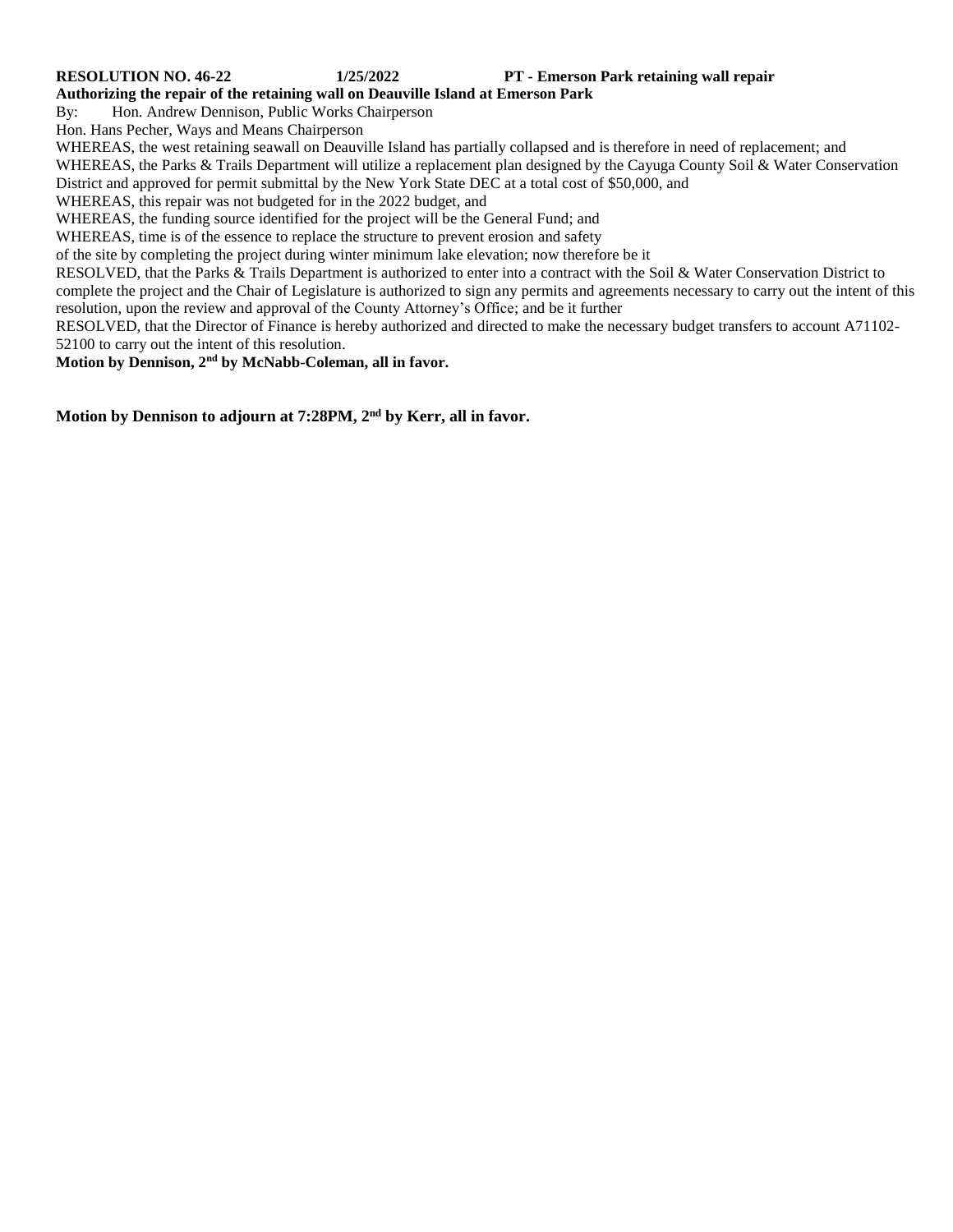**RESOLUTION NO. 46-22 1/25/2022 PT - Emerson Park retaining wall repair**

**Authorizing the repair of the retaining wall on Deauville Island at Emerson Park**

By: Hon. Andrew Dennison, Public Works Chairperson

Hon. Hans Pecher, Ways and Means Chairperson

WHEREAS, the west retaining seawall on Deauville Island has partially collapsed and is therefore in need of replacement; and

WHEREAS, the Parks & Trails Department will utilize a replacement plan designed by the Cayuga County Soil & Water Conservation District and approved for permit submittal by the New York State DEC at a total cost of $50,000, and

WHEREAS, this repair was not budgeted for in the 2022 budget, and

WHEREAS, the funding source identified for the project will be the General Fund; and

WHEREAS, time is of the essence to replace the structure to prevent erosion and safety of the site by completing the project during winter minimum lake elevation; now therefore be it

RESOLVED, that the Parks & Trails Department is authorized to enter into a contract with the Soil & Water Conservation District to complete the project and the Chair of Legislature is authorized to sign any permits and agreements necessary to carry out the intent of this resolution, upon the review and approval of the County Attorney's Office; and be it further

RESOLVED, that the Director of Finance is hereby authorized and directed to make the necessary budget transfers to account A71102-52100 to carry out the intent of this resolution.

**Motion by Dennison, 2nd by McNabb-Coleman, all in favor.**

**Motion by Dennison to adjourn at 7:28PM, 2nd by Kerr, all in favor.**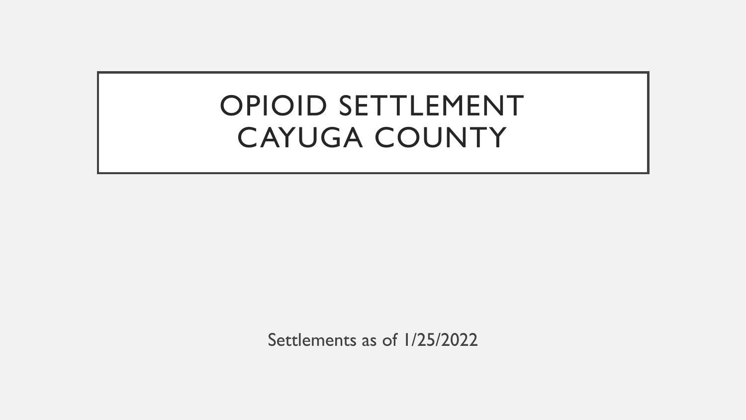# OPIOID SETTLEMENT CAYUGA COUNTY

Settlements as of 1/25/2022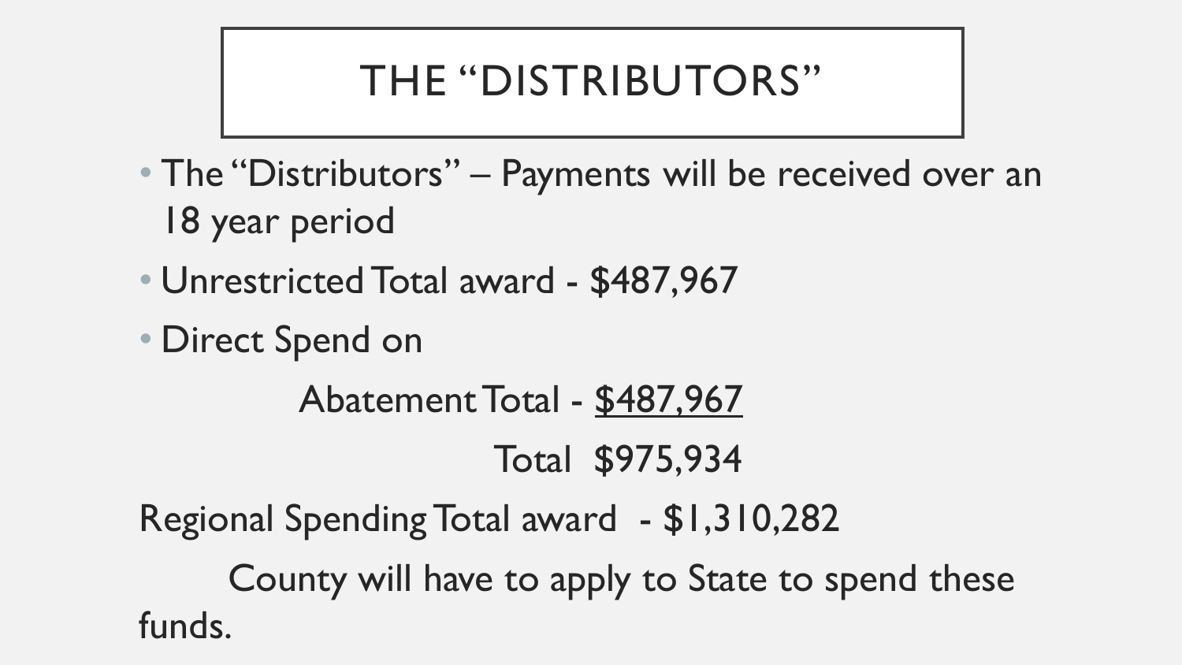# THE "DISTRIBUTORS"

- The "Distributors" – Payments will be received over an 18 year period
- Unrestricted Total award - $487,967
- Direct Spend on

  Abatement Total - <u>$487,967</u>

  Total $975,934

Regional Spending Total award - $1,310,282

County will have to apply to State to spend these funds.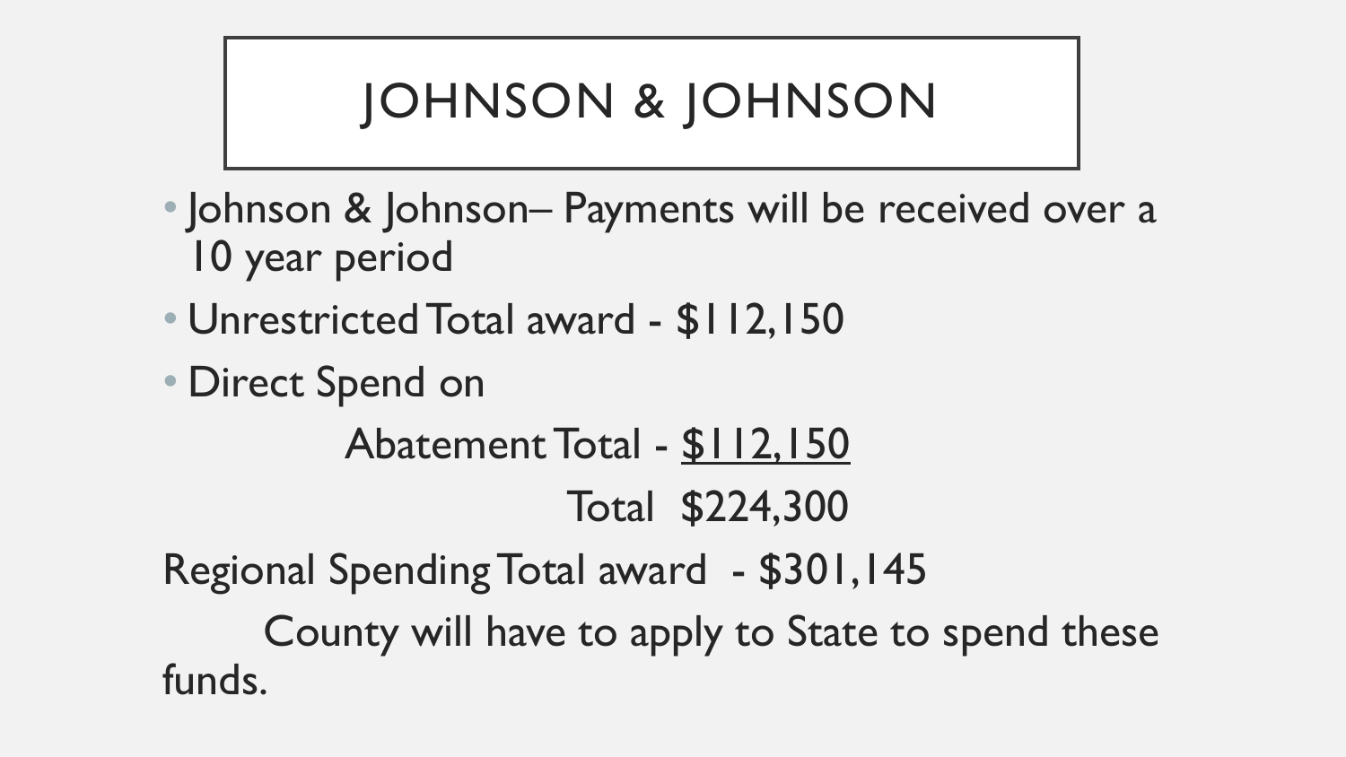# JOHNSON & JOHNSON

- Johnson & Johnson– Payments will be received over a 10 year period
- Unrestricted Total award - $112,150
- Direct Spend on

  Abatement Total - <u>$112,150</u>

  Total $224,300

Regional Spending Total award - $301,145

County will have to apply to State to spend these funds.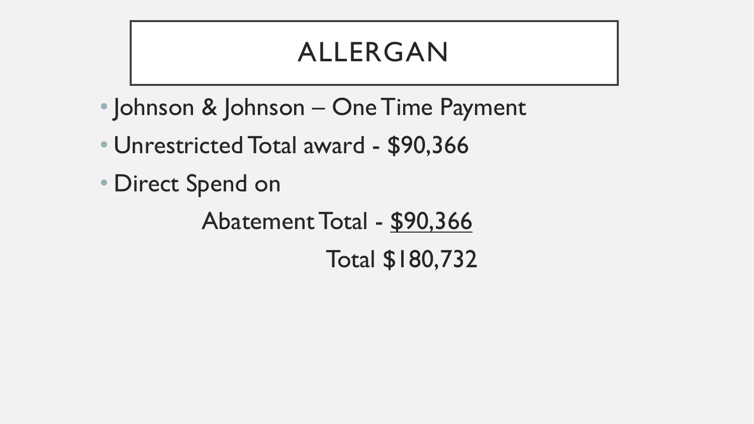# ALLERGAN

- Johnson & Johnson – One Time Payment
- Unrestricted Total award - $90,366
- Direct Spend on

  Abatement Total - $90,366

  Total $180,732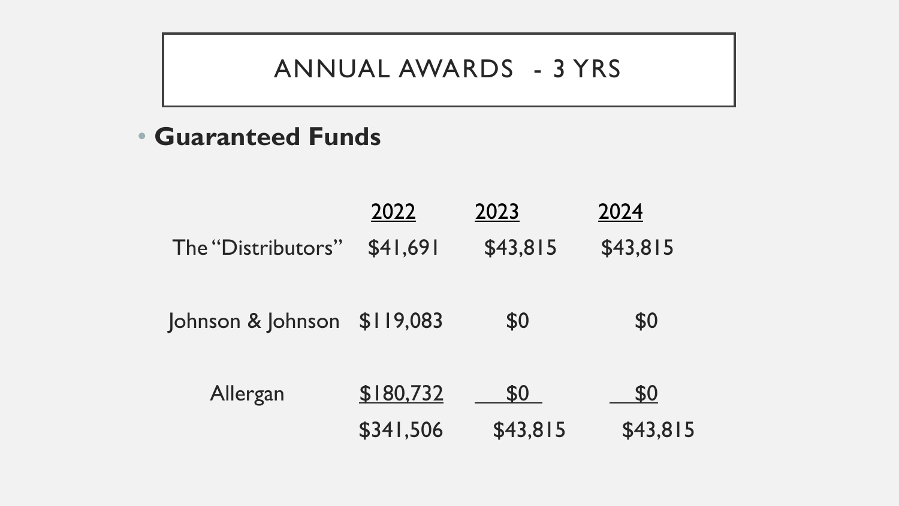# ANNUAL AWARDS - 3 YRS

- **Guaranteed Funds**

| | 2022 | 2023 | 2024 |
|---|---|---|---|
| The “Distributors” | $41,691 | $43,815 | $43,815 |
| Johnson & Johnson | $119,083 | $0 | $0 |
| Allergan | $180,732 | $0 | $0 |
| | $341,506 | $43,815 | $43,815 |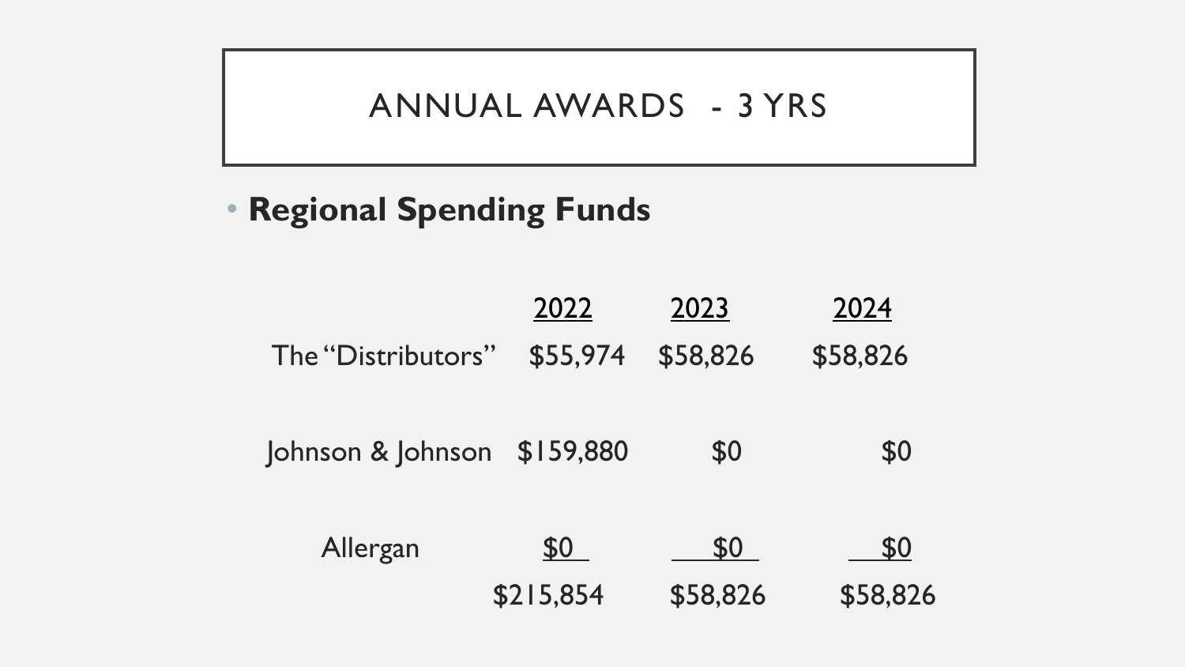# ANNUAL AWARDS - 3 YRS

- **Regional Spending Funds**

| | 2022 | 2023 | 2024 |
|---|---|---|---|
| The "Distributors" | $55,974 | $58,826 | $58,826 |
| Johnson & Johnson | $159,880 | $0 | $0 |
| Allergan | $0 | $0 | $0 |
| | $215,854 | $58,826 | $58,826 |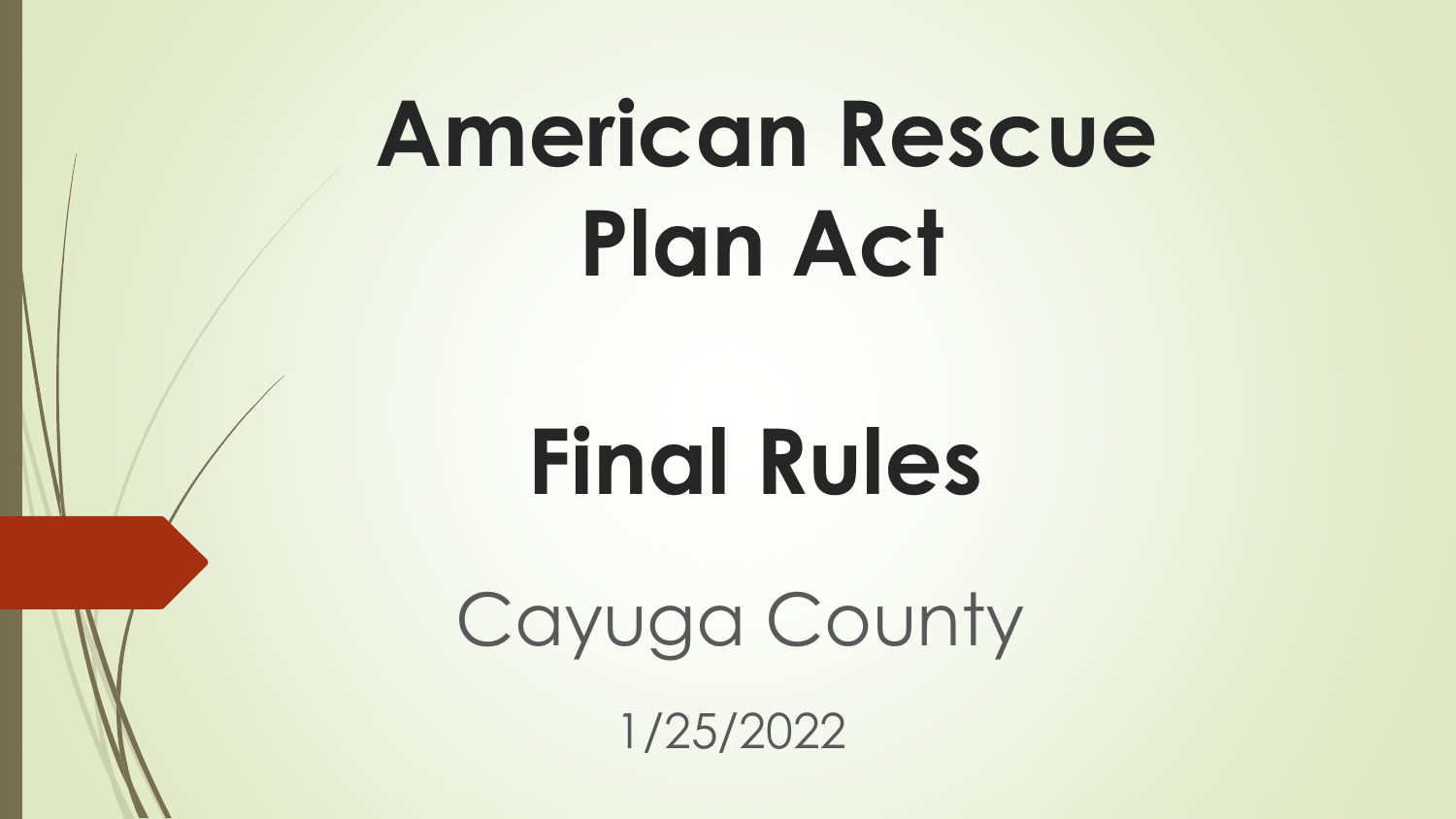# American Rescue Plan Act

# Final Rules

Cayuga County

1/25/2022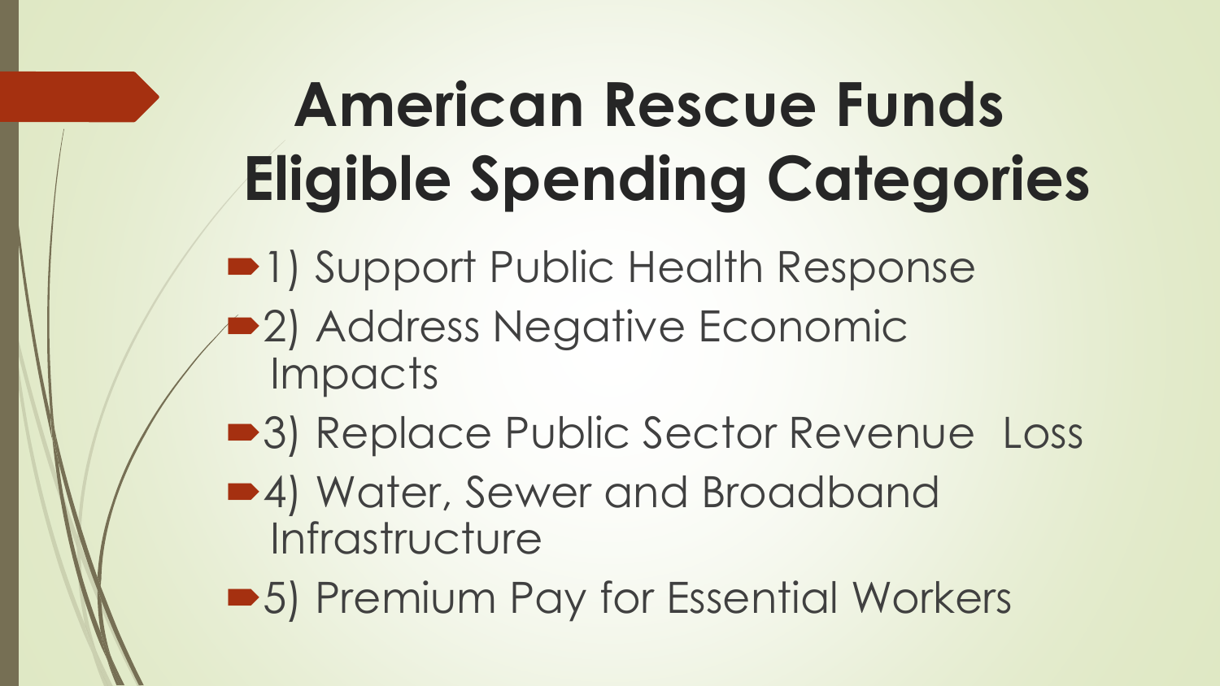# American Rescue Funds Eligible Spending Categories

- 1) Support Public Health Response
- 2) Address Negative Economic Impacts
- 3) Replace Public Sector Revenue Loss
- 4) Water, Sewer and Broadband Infrastructure
- 5) Premium Pay for Essential Workers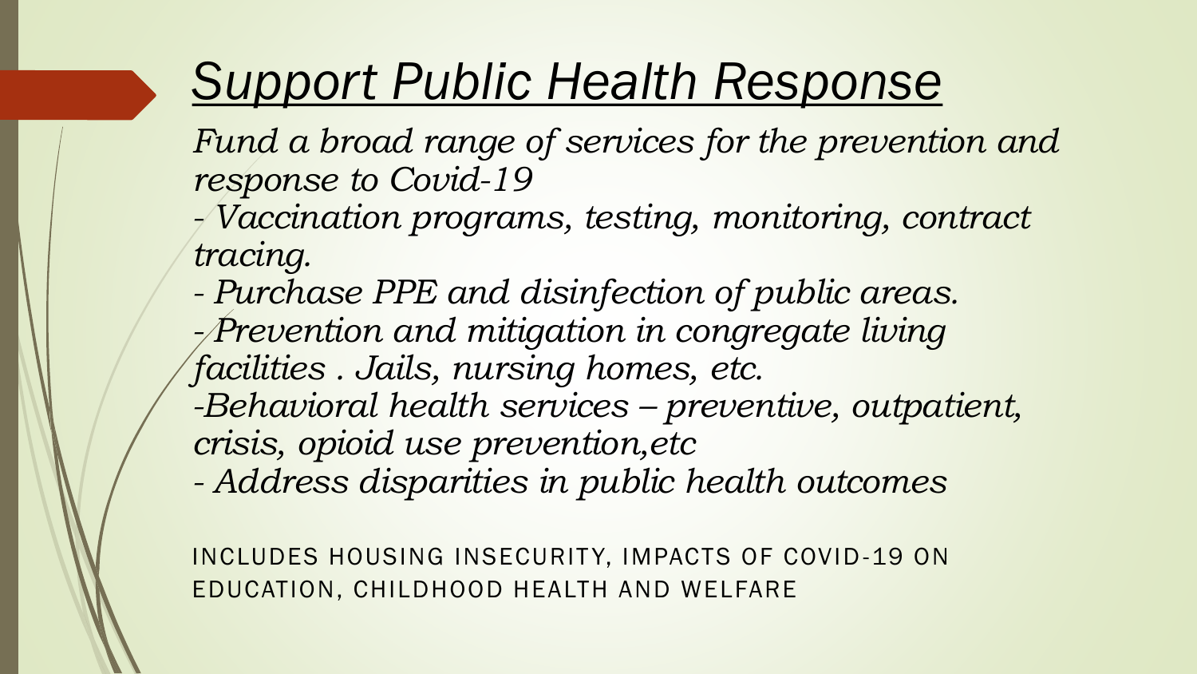# *Support Public Health Response*

*Fund a broad range of services for the prevention and response to Covid-19*

*- Vaccination programs, testing, monitoring, contract tracing.*

*- Purchase PPE and disinfection of public areas.*

*- Prevention and mitigation in congregate living facilities . Jails, nursing homes, etc.*

*-Behavioral health services – preventive, outpatient, crisis, opioid use prevention,etc*

*- Address disparities in public health outcomes*

INCLUDES HOUSING INSECURITY, IMPACTS OF COVID-19 ON EDUCATION, CHILDHOOD HEALTH AND WELFARE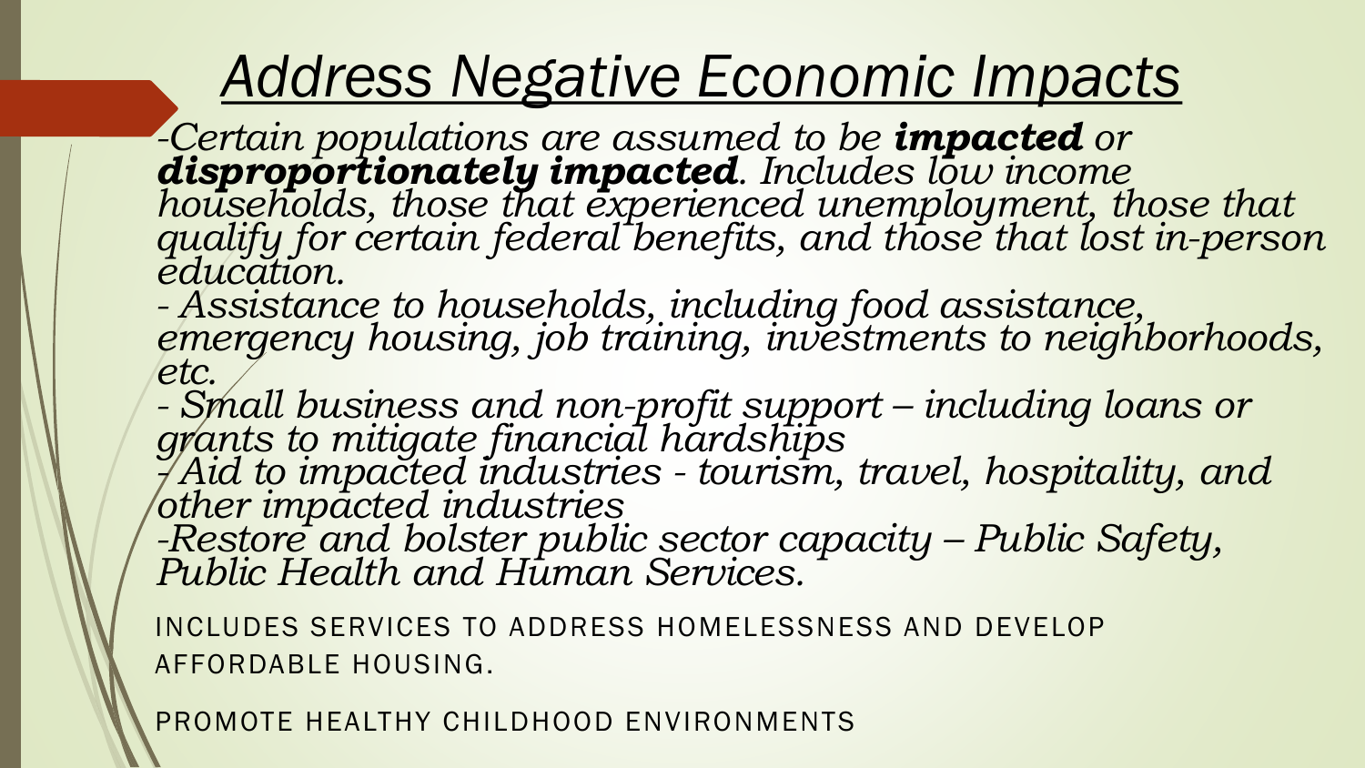# *Address Negative Economic Impacts*

*-Certain populations are assumed to be **impacted** or **disproportionately impacted**. Includes low income households, those that experienced unemployment, those that qualify for certain federal benefits, and those that lost in-person education.*

*- Assistance to households, including food assistance, emergency housing, job training, investments to neighborhoods, etc.*

*- Small business and non-profit support – including loans or grants to mitigate financial hardships*

*- Aid to impacted industries - tourism, travel, hospitality, and other impacted industries*

*-Restore and bolster public sector capacity – Public Safety, Public Health and Human Services.*

INCLUDES SERVICES TO ADDRESS HOMELESSNESS AND DEVELOP AFFORDABLE HOUSING.

PROMOTE HEALTHY CHILDHOOD ENVIRONMENTS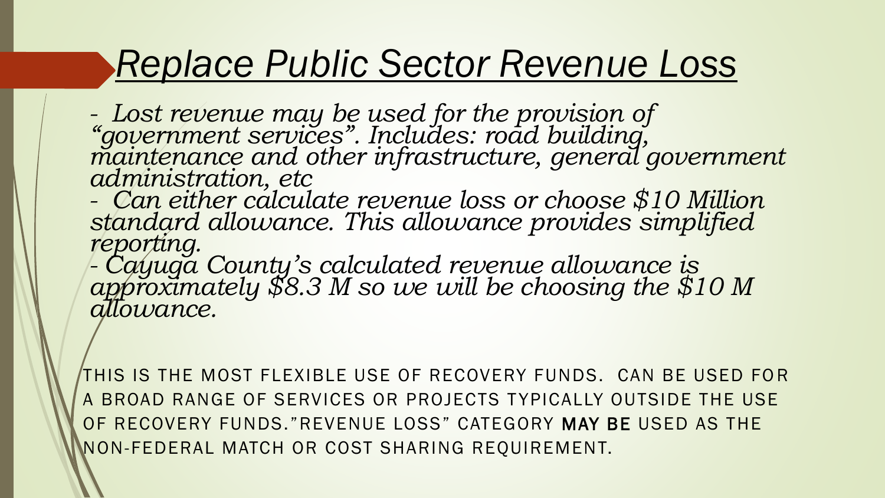# *Replace Public Sector Revenue Loss*

*- Lost revenue may be used for the provision of "government services". Includes: road building, maintenance and other infrastructure, general government administration, etc*

*- Can either calculate revenue loss or choose $10 Million standard allowance. This allowance provides simplified reporting.*

*- Cayuga County's calculated revenue allowance is approximately $8.3 M so we will be choosing the $10 M allowance.*

THIS IS THE MOST FLEXIBLE USE OF RECOVERY FUNDS. CAN BE USED FOR A BROAD RANGE OF SERVICES OR PROJECTS TYPICALLY OUTSIDE THE USE OF RECOVERY FUNDS."REVENUE LOSS" CATEGORY **MAY BE** USED AS THE NON-FEDERAL MATCH OR COST SHARING REQUIREMENT.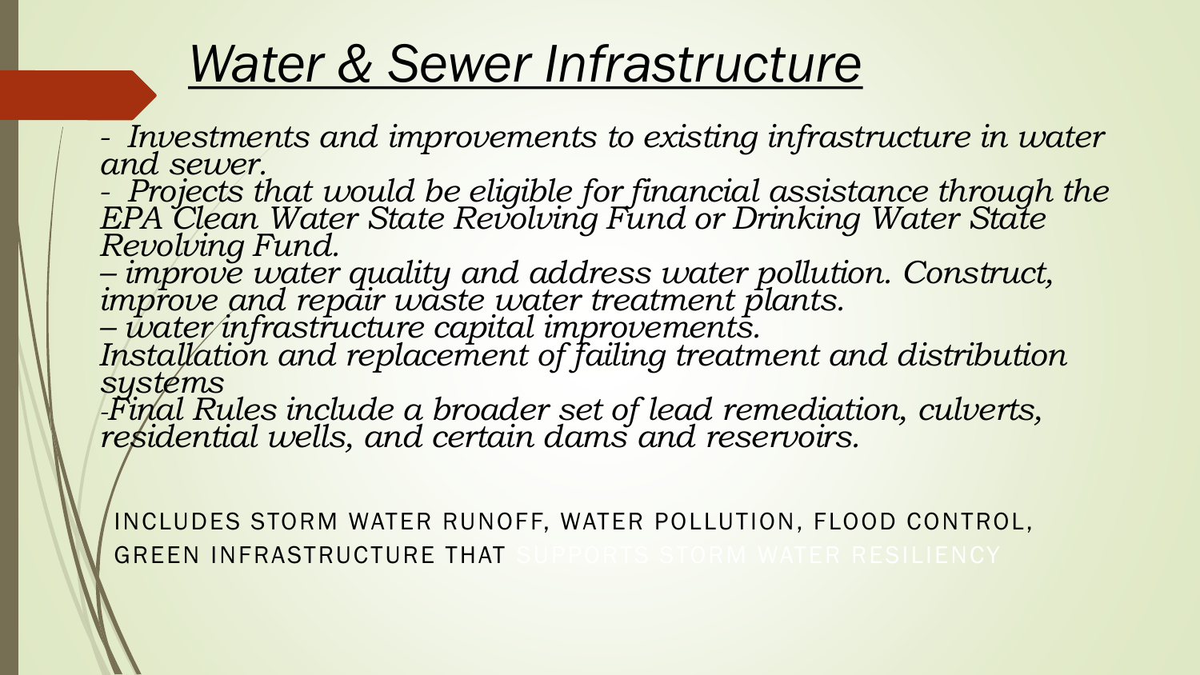# *Water & Sewer Infrastructure*

*- Investments and improvements to existing infrastructure in water and sewer.*

*- Projects that would be eligible for financial assistance through the EPA Clean Water State Revolving Fund or Drinking Water State Revolving Fund.*

*– improve water quality and address water pollution. Construct, improve and repair waste water treatment plants.*

*– water infrastructure capital improvements.*

*Installation and replacement of failing treatment and distribution systems*

*-Final Rules include a broader set of lead remediation, culverts, residential wells, and certain dams and reservoirs.*

INCLUDES STORM WATER RUNOFF, WATER POLLUTION, FLOOD CONTROL, GREEN INFRASTRUCTURE THAT SUPPORTS STORM WATER RESILIENCY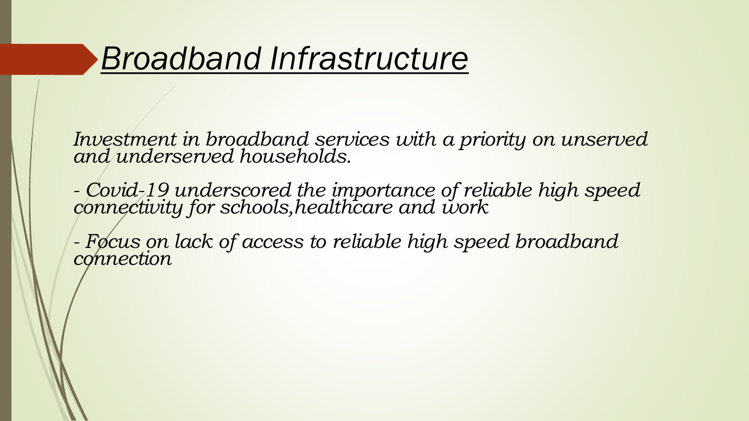# *Broadband Infrastructure*

*Investment in broadband services with a priority on unserved and underserved households.*

*- Covid-19 underscored the importance of reliable high speed connectivity for schools,healthcare and work*

*- Focus on lack of access to reliable high speed broadband connection*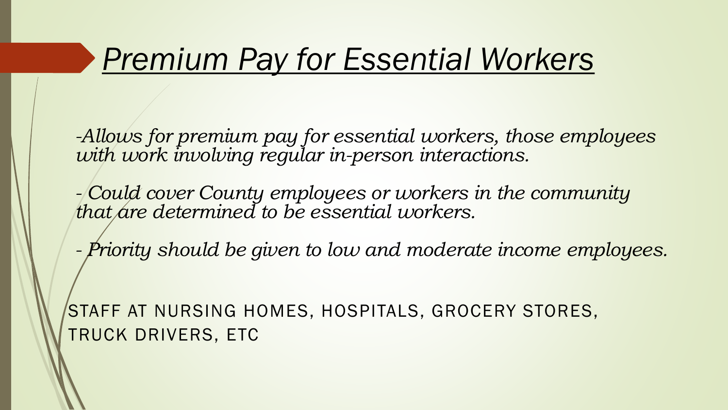# *Premium Pay for Essential Workers*

*-Allows for premium pay for essential workers, those employees with work involving regular in-person interactions.*

*- Could cover County employees or workers in the community that are determined to be essential workers.*

*- Priority should be given to low and moderate income employees.*

STAFF AT NURSING HOMES, HOSPITALS, GROCERY STORES, TRUCK DRIVERS, ETC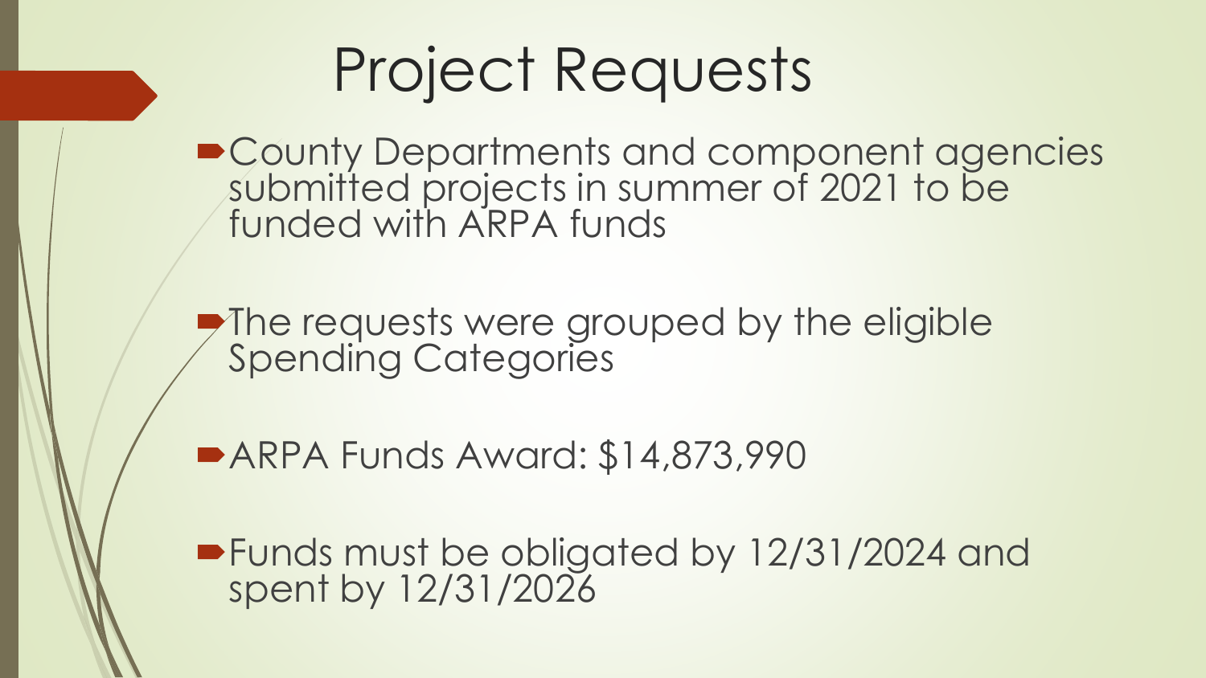# Project Requests

- County Departments and component agencies submitted projects in summer of 2021 to be funded with ARPA funds
- The requests were grouped by the eligible Spending Categories
- ARPA Funds Award: $14,873,990
- Funds must be obligated by 12/31/2024 and spent by 12/31/2026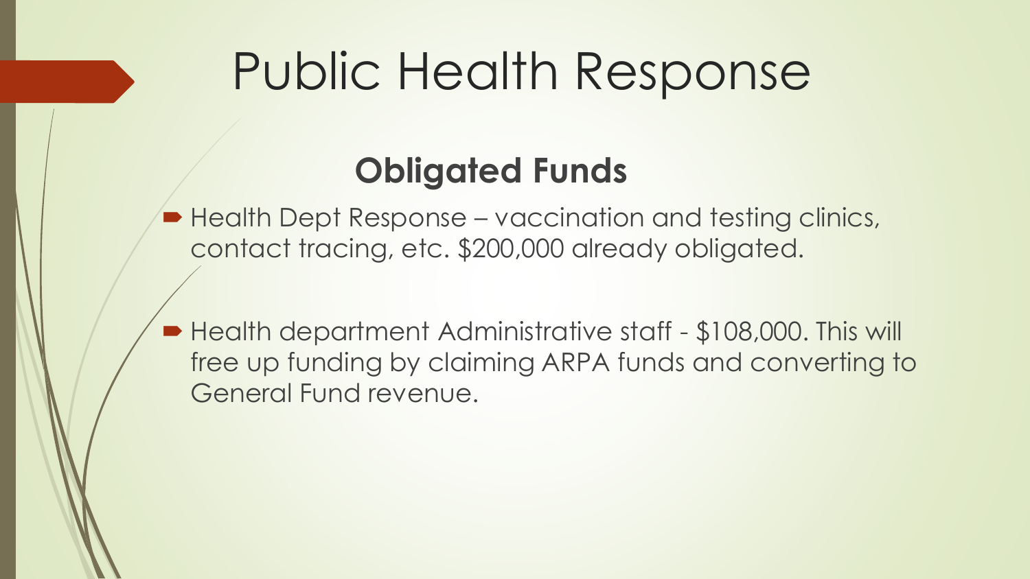# Public Health Response

## Obligated Funds

- Health Dept Response – vaccination and testing clinics, contact tracing, etc. $200,000 already obligated.

- Health department Administrative staff - $108,000. This will free up funding by claiming ARPA funds and converting to General Fund revenue.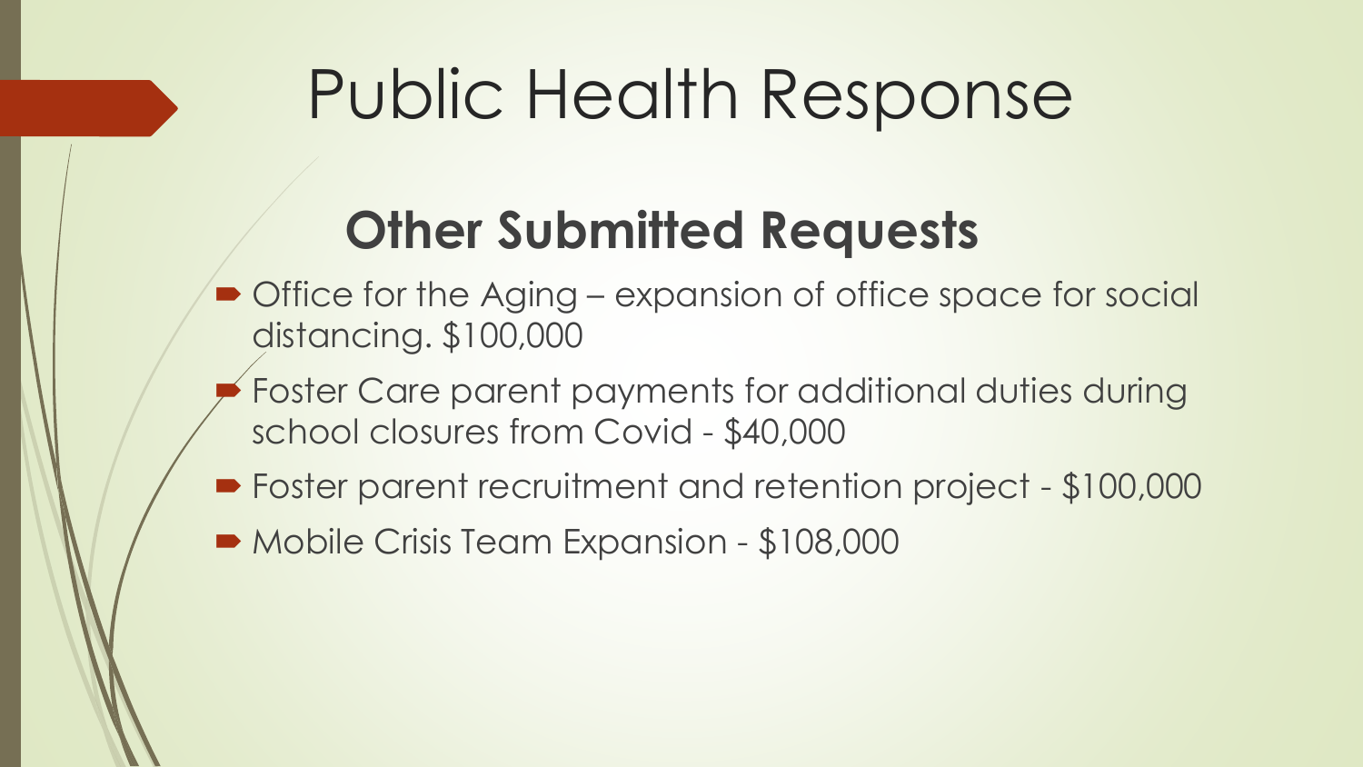# Public Health Response

## Other Submitted Requests

- Office for the Aging – expansion of office space for social distancing. $100,000
- Foster Care parent payments for additional duties during school closures from Covid - $40,000
- Foster parent recruitment and retention project - $100,000
- Mobile Crisis Team Expansion - $108,000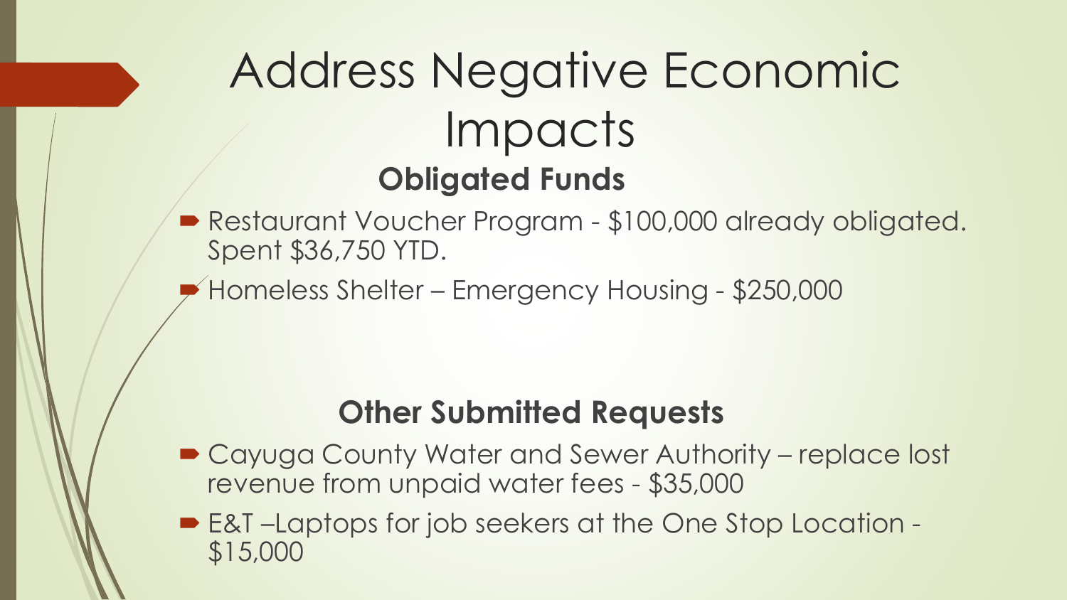# Address Negative Economic Impacts

## Obligated Funds

- Restaurant Voucher Program - $100,000 already obligated. Spent $36,750 YTD.
- Homeless Shelter – Emergency Housing - $250,000

## Other Submitted Requests

- Cayuga County Water and Sewer Authority – replace lost revenue from unpaid water fees - $35,000
- E&T –Laptops for job seekers at the One Stop Location - $15,000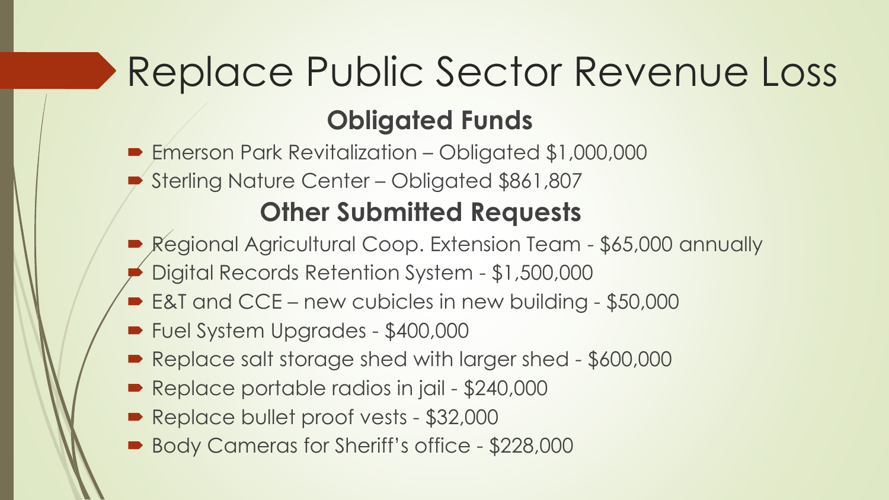# Replace Public Sector Revenue Loss

## Obligated Funds

- Emerson Park Revitalization – Obligated $1,000,000
- Sterling Nature Center – Obligated $861,807

## Other Submitted Requests

- Regional Agricultural Coop. Extension Team - $65,000 annually
- Digital Records Retention System - $1,500,000
- E&T and CCE – new cubicles in new building - $50,000
- Fuel System Upgrades - $400,000
- Replace salt storage shed with larger shed - $600,000
- Replace portable radios in jail - $240,000
- Replace bullet proof vests - $32,000
- Body Cameras for Sheriff's office - $228,000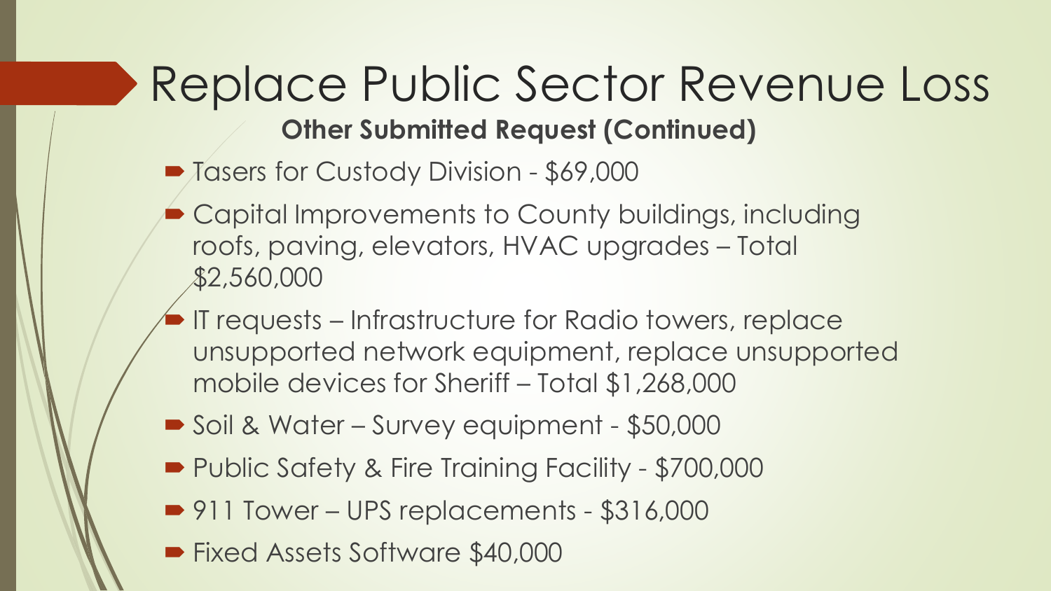# Replace Public Sector Revenue Loss

**Other Submitted Request (Continued)**

- Tasers for Custody Division - $69,000
- Capital Improvements to County buildings, including roofs, paving, elevators, HVAC upgrades – Total $2,560,000
- IT requests – Infrastructure for Radio towers, replace unsupported network equipment, replace unsupported mobile devices for Sheriff – Total $1,268,000
- Soil & Water – Survey equipment - $50,000
- Public Safety & Fire Training Facility - $700,000
- 911 Tower – UPS replacements - $316,000
- Fixed Assets Software $40,000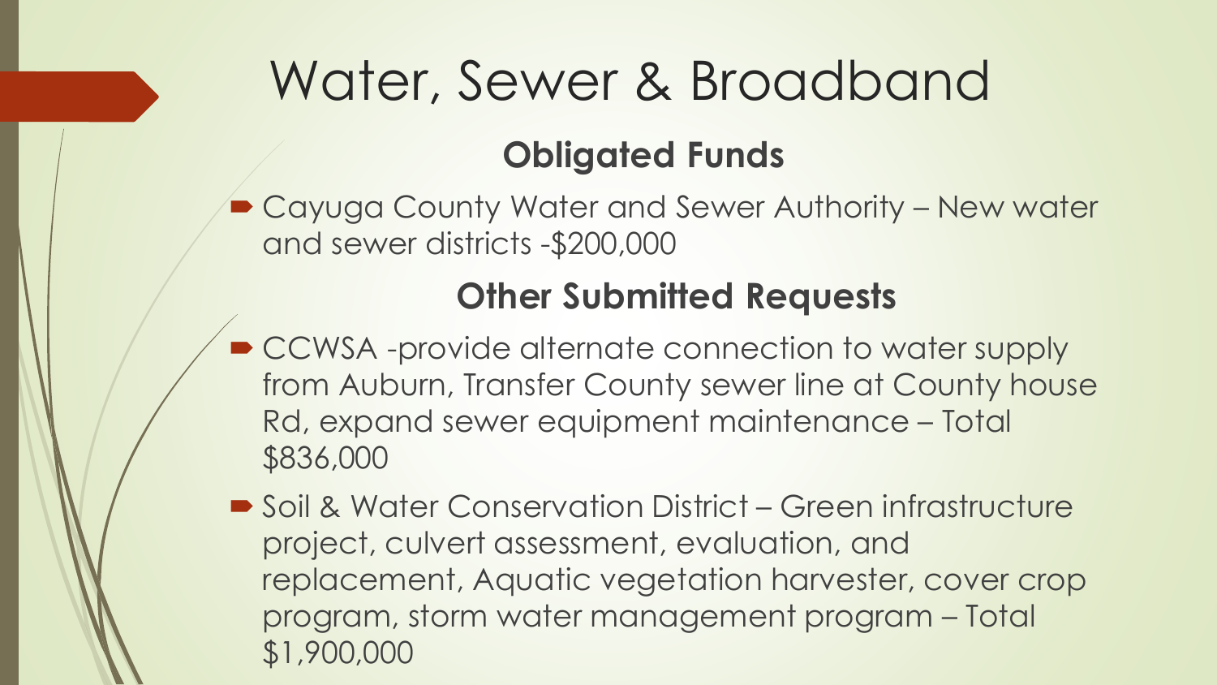# Water, Sewer & Broadband

## Obligated Funds

- Cayuga County Water and Sewer Authority – New water and sewer districts -$200,000

## Other Submitted Requests

- CCWSA -provide alternate connection to water supply from Auburn, Transfer County sewer line at County house Rd, expand sewer equipment maintenance – Total $836,000
- Soil & Water Conservation District – Green infrastructure project, culvert assessment, evaluation, and replacement, Aquatic vegetation harvester, cover crop program, storm water management program – Total $1,900,000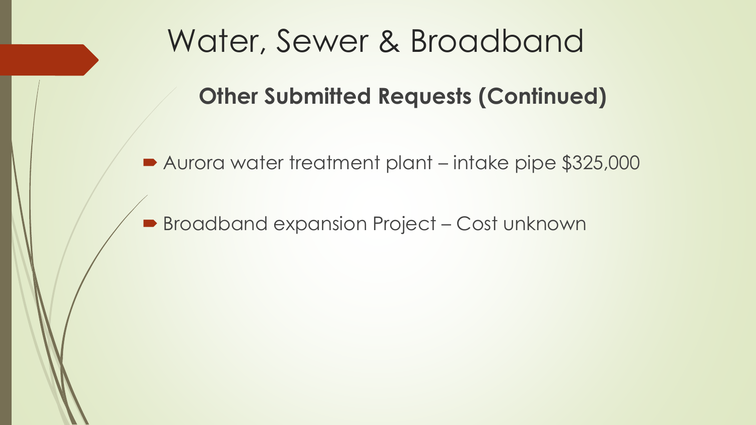# Water, Sewer & Broadband

## Other Submitted Requests (Continued)

- Aurora water treatment plant – intake pipe $325,000
- Broadband expansion Project – Cost unknown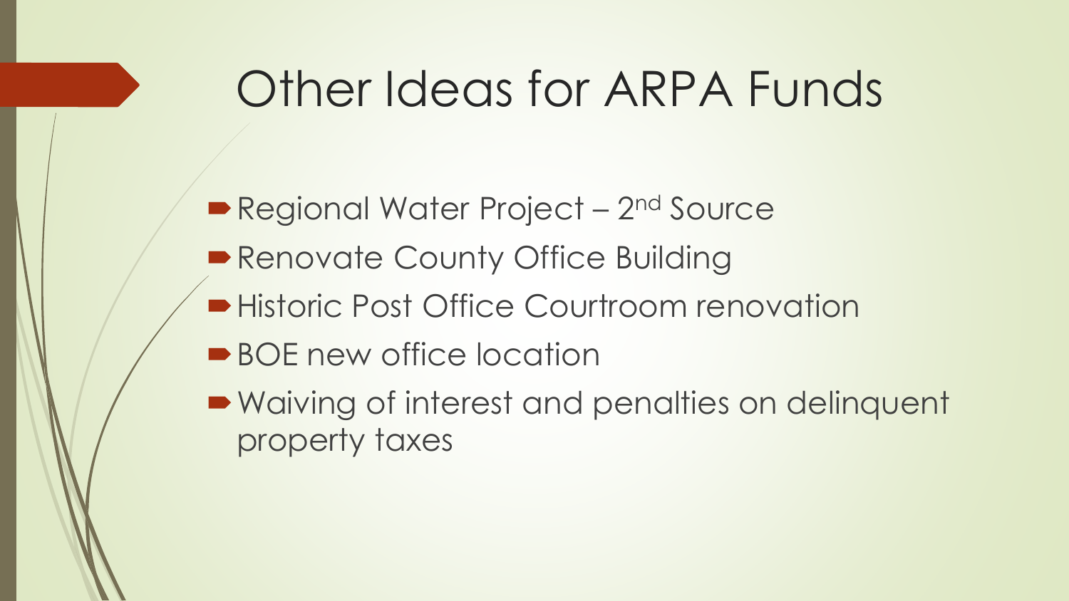# Other Ideas for ARPA Funds

- Regional Water Project – 2nd Source
- Renovate County Office Building
- Historic Post Office Courtroom renovation
- BOE new office location
- Waiving of interest and penalties on delinquent property taxes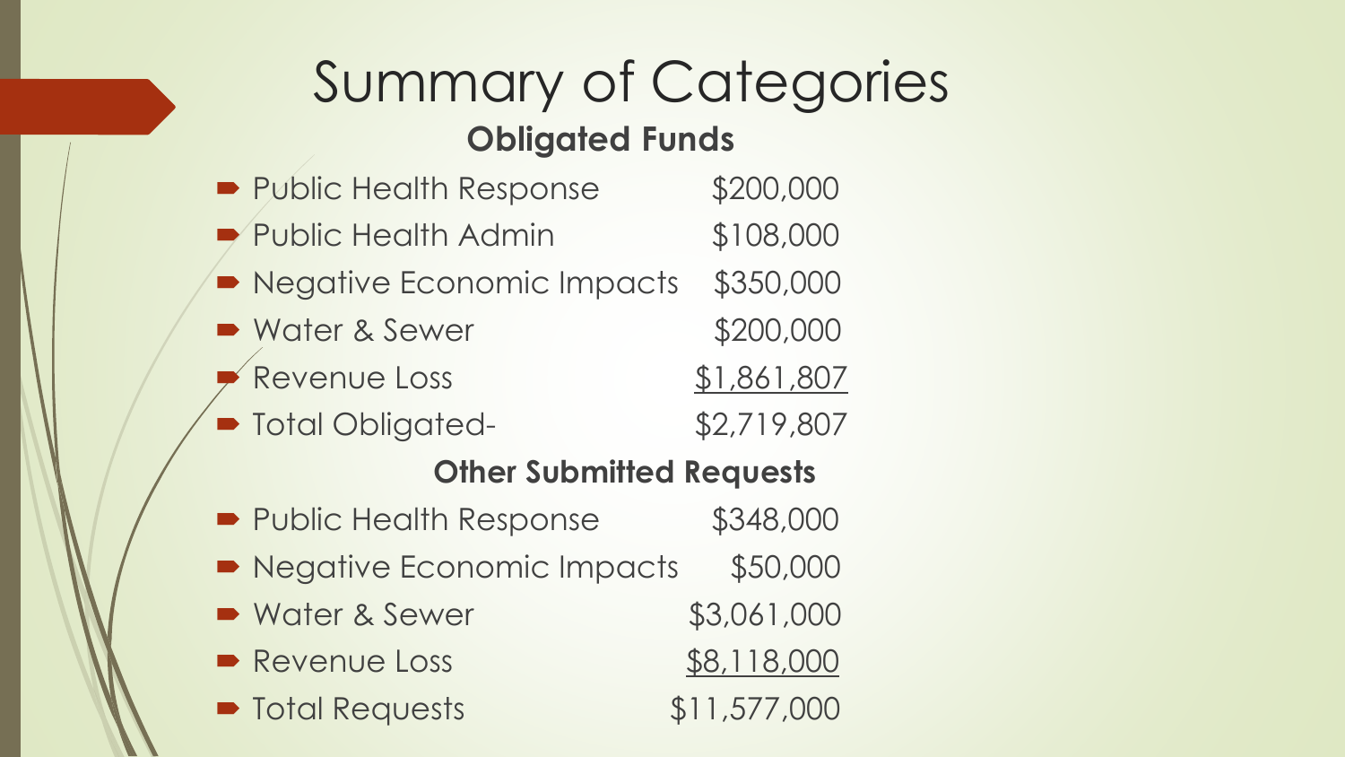# Summary of Categories

## Obligated Funds

- Public Health Response $200,000
- Public Health Admin $108,000
- Negative Economic Impacts $350,000
- Water & Sewer $200,000
- Revenue Loss $1,861,807
- Total Obligated- $2,719,807

## Other Submitted Requests

- Public Health Response $348,000
- Negative Economic Impacts $50,000
- Water & Sewer $3,061,000
- Revenue Loss $8,118,000
- Total Requests $11,577,000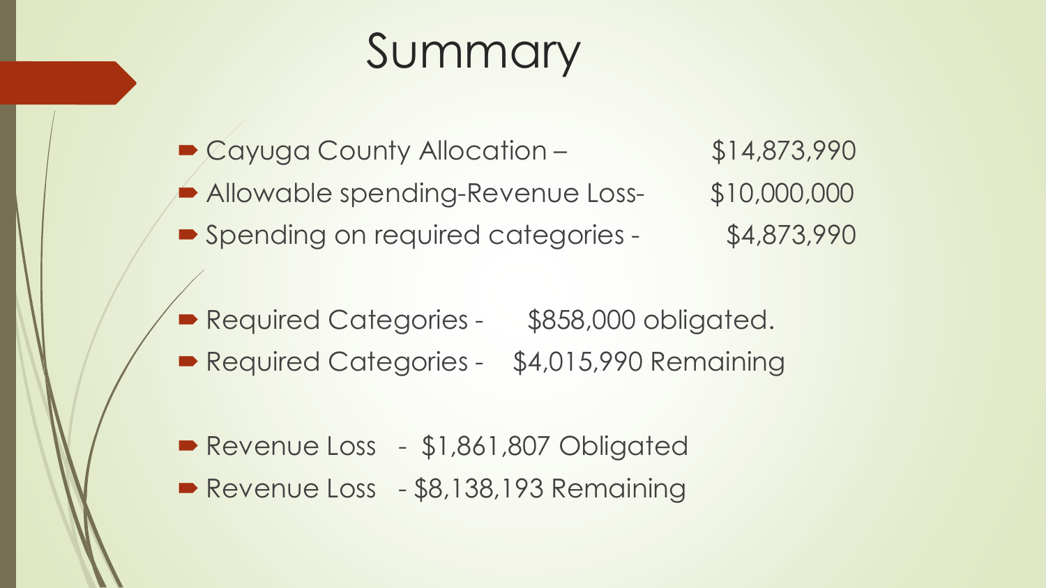# Summary

- Cayuga County Allocation – $14,873,990
- Allowable spending-Revenue Loss- $10,000,000
- Spending on required categories - $4,873,990

- Required Categories - $858,000 obligated.
- Required Categories - $4,015,990 Remaining

- Revenue Loss - $1,861,807 Obligated
- Revenue Loss - $8,138,193 Remaining